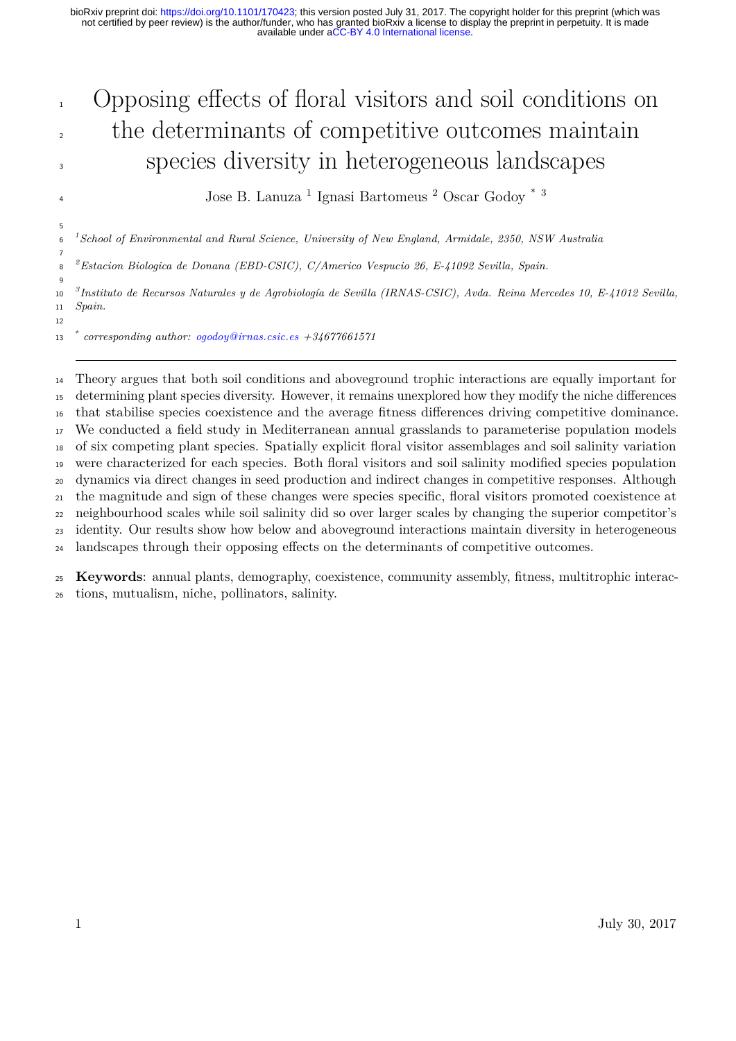# Opposing effects of floral visitors and soil conditions on the determinants of competitive outcomes maintain species diversity in heterogeneous landscapes

Jose B. Lanuza [1] Ignasi Bartomeus [2] Oscar Godoy [*] [3]

*[1]School of Environmental and Rural Science, University of New England, Armidale, 2350, NSW Australia*

*[2]Estacion Biologica de Donana (EBD-CSIC), C/Americo Vespucio 26, E-41092 Sevilla, Spain.*

*[3]Instituto de Recursos Naturales y de Agrobiología de Sevilla (IRNAS-CSIC), Avda. Reina Mercedes 10, E-41012 Sevilla, Spain.*

*[*] corresponding author: ogodoy@irnas.csic.es +34677661571*

---

Theory argues that both soil conditions and aboveground trophic interactions are equally important for determining plant species diversity. However, it remains unexplored how they modify the niche differences that stabilise species coexistence and the average fitness differences driving competitive dominance. We conducted a field study in Mediterranean annual grasslands to parameterise population models of six competing plant species. Spatially explicit floral visitor assemblages and soil salinity variation were characterized for each species. Both floral visitors and soil salinity modified species population dynamics via direct changes in seed production and indirect changes in competitive responses. Although the magnitude and sign of these changes were species specific, floral visitors promoted coexistence at neighbourhood scales while soil salinity did so over larger scales by changing the superior competitor's identity. Our results show how below and aboveground interactions maintain diversity in heterogeneous landscapes through their opposing effects on the determinants of competitive outcomes.

**Keywords**: annual plants, demography, coexistence, community assembly, fitness, multitrophic interactions, mutualism, niche, pollinators, salinity.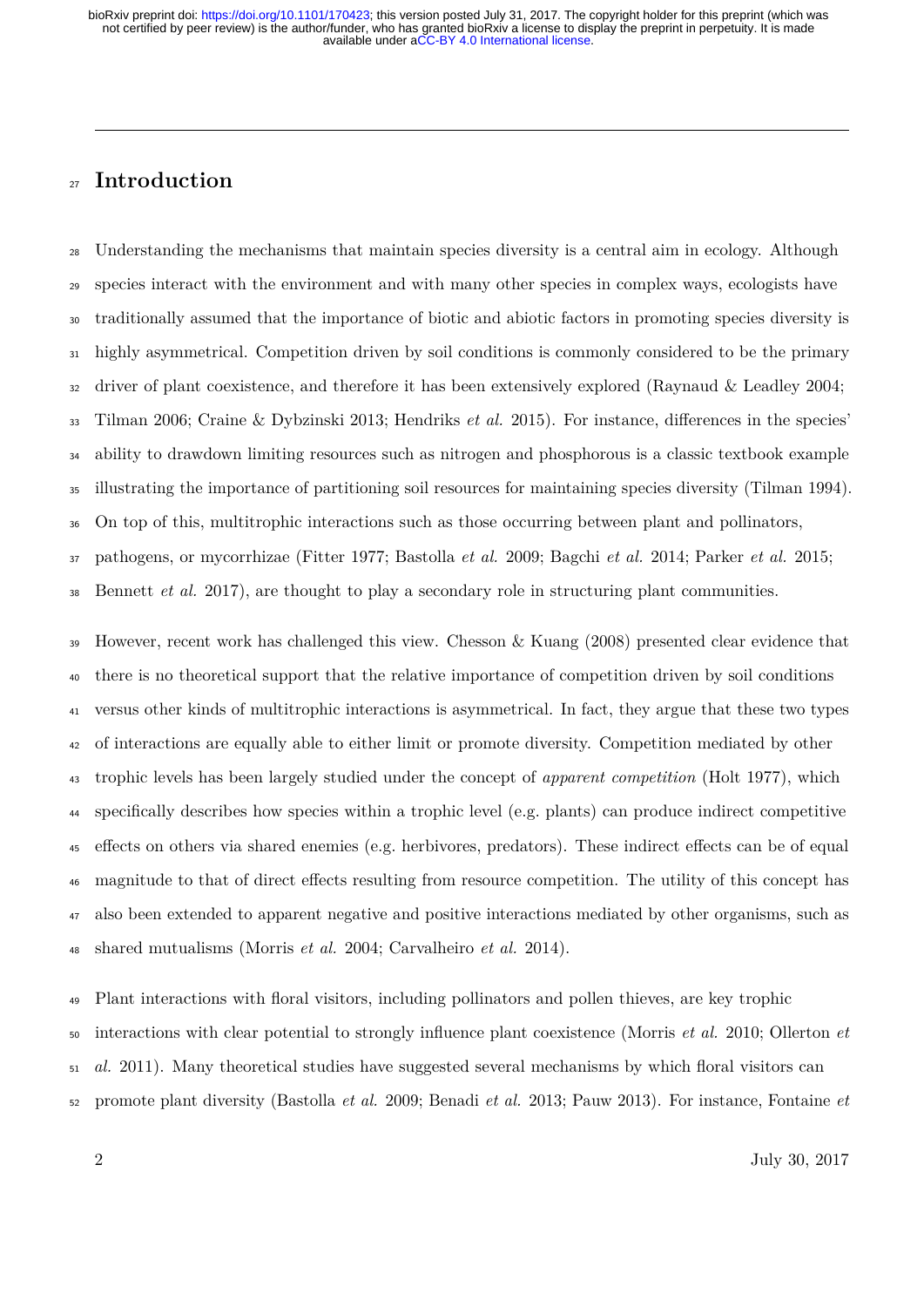# Introduction

Understanding the mechanisms that maintain species diversity is a central aim in ecology. Although species interact with the environment and with many other species in complex ways, ecologists have traditionally assumed that the importance of biotic and abiotic factors in promoting species diversity is highly asymmetrical. Competition driven by soil conditions is commonly considered to be the primary driver of plant coexistence, and therefore it has been extensively explored (Raynaud & Leadley 2004; Tilman 2006; Craine & Dybzinski 2013; Hendriks *et al.* 2015). For instance, differences in the species' ability to drawdown limiting resources such as nitrogen and phosphorous is a classic textbook example illustrating the importance of partitioning soil resources for maintaining species diversity (Tilman 1994). On top of this, multitrophic interactions such as those occurring between plant and pollinators, pathogens, or mycorrhizae (Fitter 1977; Bastolla *et al.* 2009; Bagchi *et al.* 2014; Parker *et al.* 2015; Bennett *et al.* 2017), are thought to play a secondary role in structuring plant communities.

However, recent work has challenged this view. Chesson & Kuang (2008) presented clear evidence that there is no theoretical support that the relative importance of competition driven by soil conditions versus other kinds of multitrophic interactions is asymmetrical. In fact, they argue that these two types of interactions are equally able to either limit or promote diversity. Competition mediated by other trophic levels has been largely studied under the concept of *apparent competition* (Holt 1977), which specifically describes how species within a trophic level (e.g. plants) can produce indirect competitive effects on others via shared enemies (e.g. herbivores, predators). These indirect effects can be of equal magnitude to that of direct effects resulting from resource competition. The utility of this concept has also been extended to apparent negative and positive interactions mediated by other organisms, such as shared mutualisms (Morris *et al.* 2004; Carvalheiro *et al.* 2014).

Plant interactions with floral visitors, including pollinators and pollen thieves, are key trophic interactions with clear potential to strongly influence plant coexistence (Morris *et al.* 2010; Ollerton *et al.* 2011). Many theoretical studies have suggested several mechanisms by which floral visitors can promote plant diversity (Bastolla *et al.* 2009; Benadi *et al.* 2013; Pauw 2013). For instance, Fontaine *et*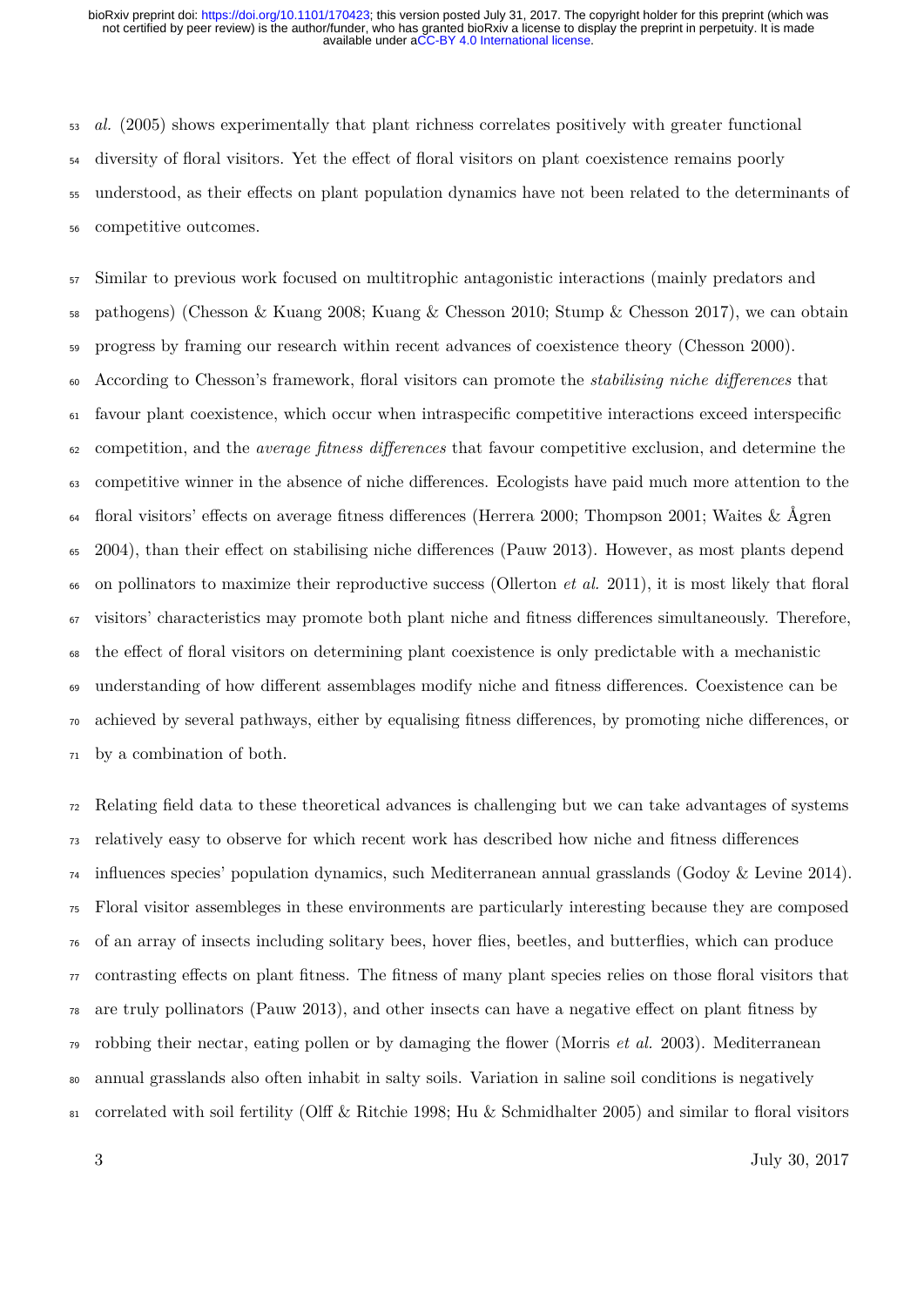*al.* (2005) shows experimentally that plant richness correlates positively with greater functional diversity of floral visitors. Yet the effect of floral visitors on plant coexistence remains poorly understood, as their effects on plant population dynamics have not been related to the determinants of competitive outcomes.

Similar to previous work focused on multitrophic antagonistic interactions (mainly predators and pathogens) (Chesson & Kuang 2008; Kuang & Chesson 2010; Stump & Chesson 2017), we can obtain progress by framing our research within recent advances of coexistence theory (Chesson 2000). According to Chesson's framework, floral visitors can promote the *stabilising niche differences* that favour plant coexistence, which occur when intraspecific competitive interactions exceed interspecific competition, and the *average fitness differences* that favour competitive exclusion, and determine the competitive winner in the absence of niche differences. Ecologists have paid much more attention to the floral visitors' effects on average fitness differences (Herrera 2000; Thompson 2001; Waites & Ågren 2004), than their effect on stabilising niche differences (Pauw 2013). However, as most plants depend on pollinators to maximize their reproductive success (Ollerton *et al.* 2011), it is most likely that floral visitors' characteristics may promote both plant niche and fitness differences simultaneously. Therefore, the effect of floral visitors on determining plant coexistence is only predictable with a mechanistic understanding of how different assemblages modify niche and fitness differences. Coexistence can be achieved by several pathways, either by equalising fitness differences, by promoting niche differences, or by a combination of both.

Relating field data to these theoretical advances is challenging but we can take advantages of systems relatively easy to observe for which recent work has described how niche and fitness differences influences species' population dynamics, such Mediterranean annual grasslands (Godoy & Levine 2014). Floral visitor assembleges in these environments are particularly interesting because they are composed of an array of insects including solitary bees, hover flies, beetles, and butterflies, which can produce contrasting effects on plant fitness. The fitness of many plant species relies on those floral visitors that are truly pollinators (Pauw 2013), and other insects can have a negative effect on plant fitness by robbing their nectar, eating pollen or by damaging the flower (Morris *et al.* 2003). Mediterranean annual grasslands also often inhabit in salty soils. Variation in saline soil conditions is negatively correlated with soil fertility (Olff & Ritchie 1998; Hu & Schmidhalter 2005) and similar to floral visitors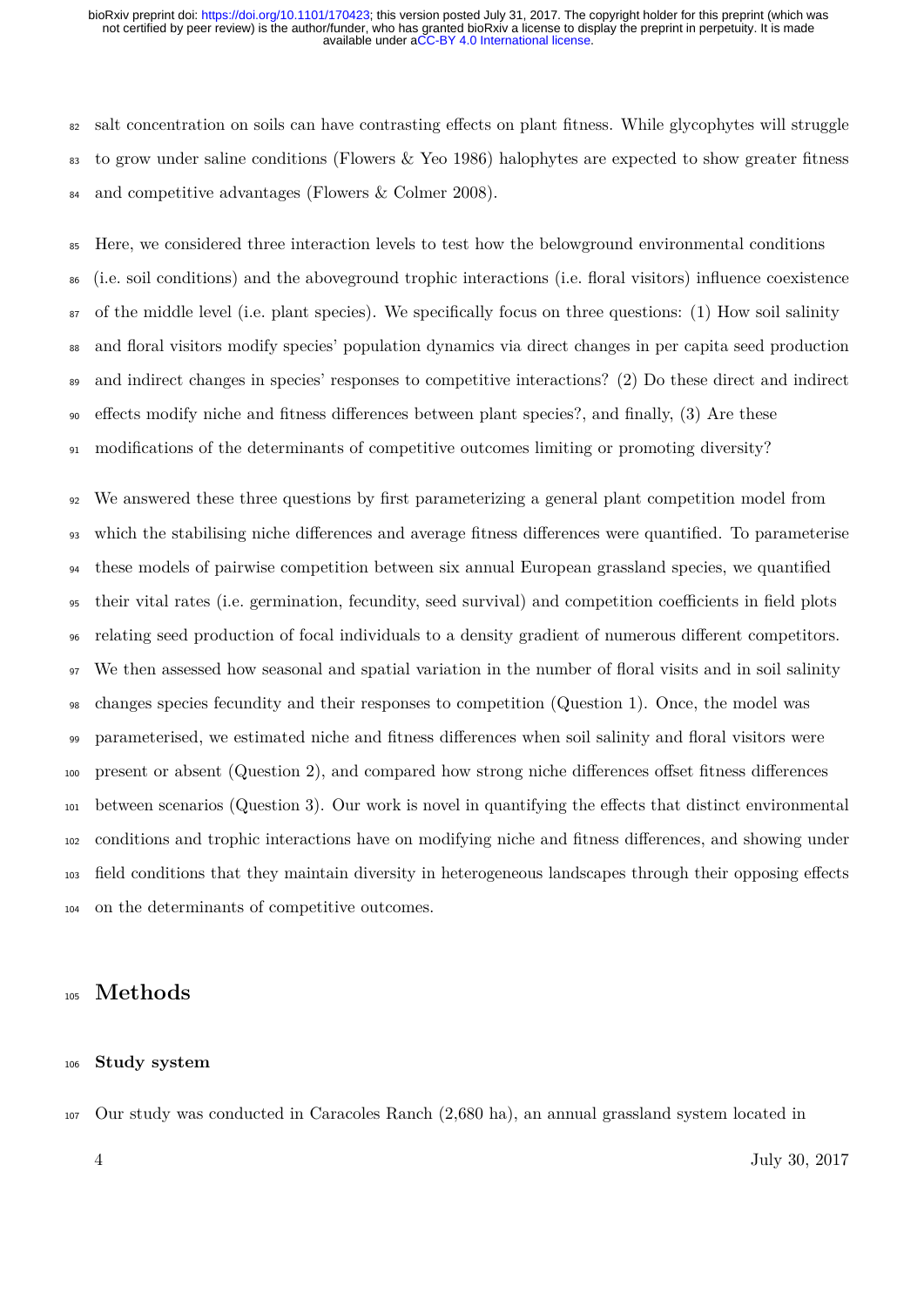salt concentration on soils can have contrasting effects on plant fitness. While glycophytes will struggle to grow under saline conditions (Flowers & Yeo 1986) halophytes are expected to show greater fitness and competitive advantages (Flowers & Colmer 2008).

Here, we considered three interaction levels to test how the belowground environmental conditions (i.e. soil conditions) and the aboveground trophic interactions (i.e. floral visitors) influence coexistence of the middle level (i.e. plant species). We specifically focus on three questions: (1) How soil salinity and floral visitors modify species' population dynamics via direct changes in per capita seed production and indirect changes in species' responses to competitive interactions? (2) Do these direct and indirect effects modify niche and fitness differences between plant species?, and finally, (3) Are these modifications of the determinants of competitive outcomes limiting or promoting diversity?

We answered these three questions by first parameterizing a general plant competition model from which the stabilising niche differences and average fitness differences were quantified. To parameterise these models of pairwise competition between six annual European grassland species, we quantified their vital rates (i.e. germination, fecundity, seed survival) and competition coefficients in field plots relating seed production of focal individuals to a density gradient of numerous different competitors. We then assessed how seasonal and spatial variation in the number of floral visits and in soil salinity changes species fecundity and their responses to competition (Question 1). Once, the model was parameterised, we estimated niche and fitness differences when soil salinity and floral visitors were present or absent (Question 2), and compared how strong niche differences offset fitness differences between scenarios (Question 3). Our work is novel in quantifying the effects that distinct environmental conditions and trophic interactions have on modifying niche and fitness differences, and showing under field conditions that they maintain diversity in heterogeneous landscapes through their opposing effects on the determinants of competitive outcomes.

# Methods

### Study system

Our study was conducted in Caracoles Ranch (2,680 ha), an annual grassland system located in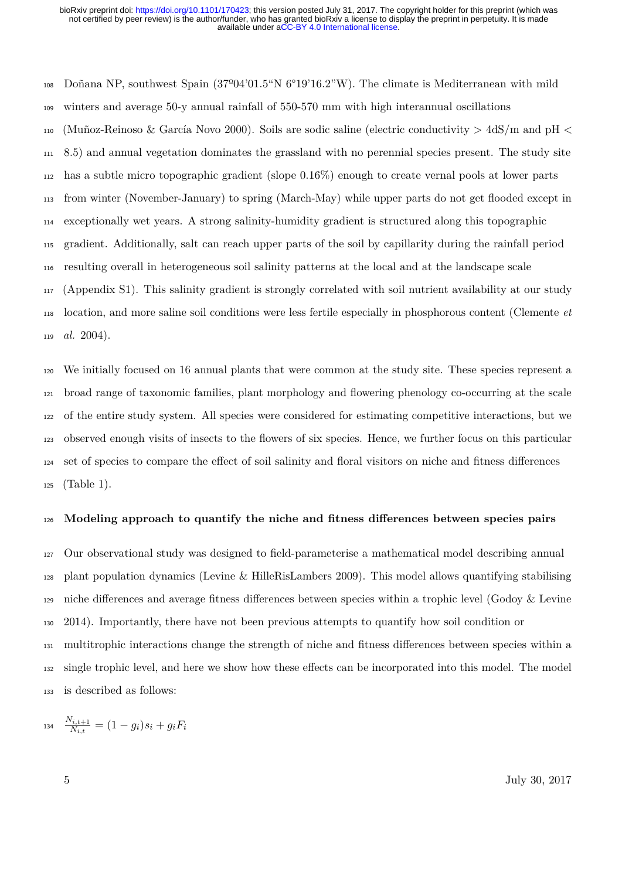Doñana NP, southwest Spain (37º04'01.5"N 6°19'16.2"W). The climate is Mediterranean with mild winters and average 50-y annual rainfall of 550-570 mm with high interannual oscillations (Muñoz-Reinoso & García Novo 2000). Soils are sodic saline (electric conductivity > 4dS/m and pH < 8.5) and annual vegetation dominates the grassland with no perennial species present. The study site has a subtle micro topographic gradient (slope 0.16%) enough to create vernal pools at lower parts from winter (November-January) to spring (March-May) while upper parts do not get flooded except in exceptionally wet years. A strong salinity-humidity gradient is structured along this topographic gradient. Additionally, salt can reach upper parts of the soil by capillarity during the rainfall period resulting overall in heterogeneous soil salinity patterns at the local and at the landscape scale (Appendix S1). This salinity gradient is strongly correlated with soil nutrient availability at our study location, and more saline soil conditions were less fertile especially in phosphorous content (Clemente *et al.* 2004).

We initially focused on 16 annual plants that were common at the study site. These species represent a broad range of taxonomic families, plant morphology and flowering phenology co-occurring at the scale of the entire study system. All species were considered for estimating competitive interactions, but we observed enough visits of insects to the flowers of six species. Hence, we further focus on this particular set of species to compare the effect of soil salinity and floral visitors on niche and fitness differences (Table 1).

### Modeling approach to quantify the niche and fitness differences between species pairs

Our observational study was designed to field-parameterise a mathematical model describing annual plant population dynamics (Levine & HilleRisLambers 2009). This model allows quantifying stabilising niche differences and average fitness differences between species within a trophic level (Godoy & Levine 2014). Importantly, there have not been previous attempts to quantify how soil condition or multitrophic interactions change the strength of niche and fitness differences between species within a single trophic level, and here we show how these effects can be incorporated into this model. The model is described as follows:

$$\frac{N_{i,t+1}}{N_{i,t}} = (1 - g_i)s_i + g_i F_i$$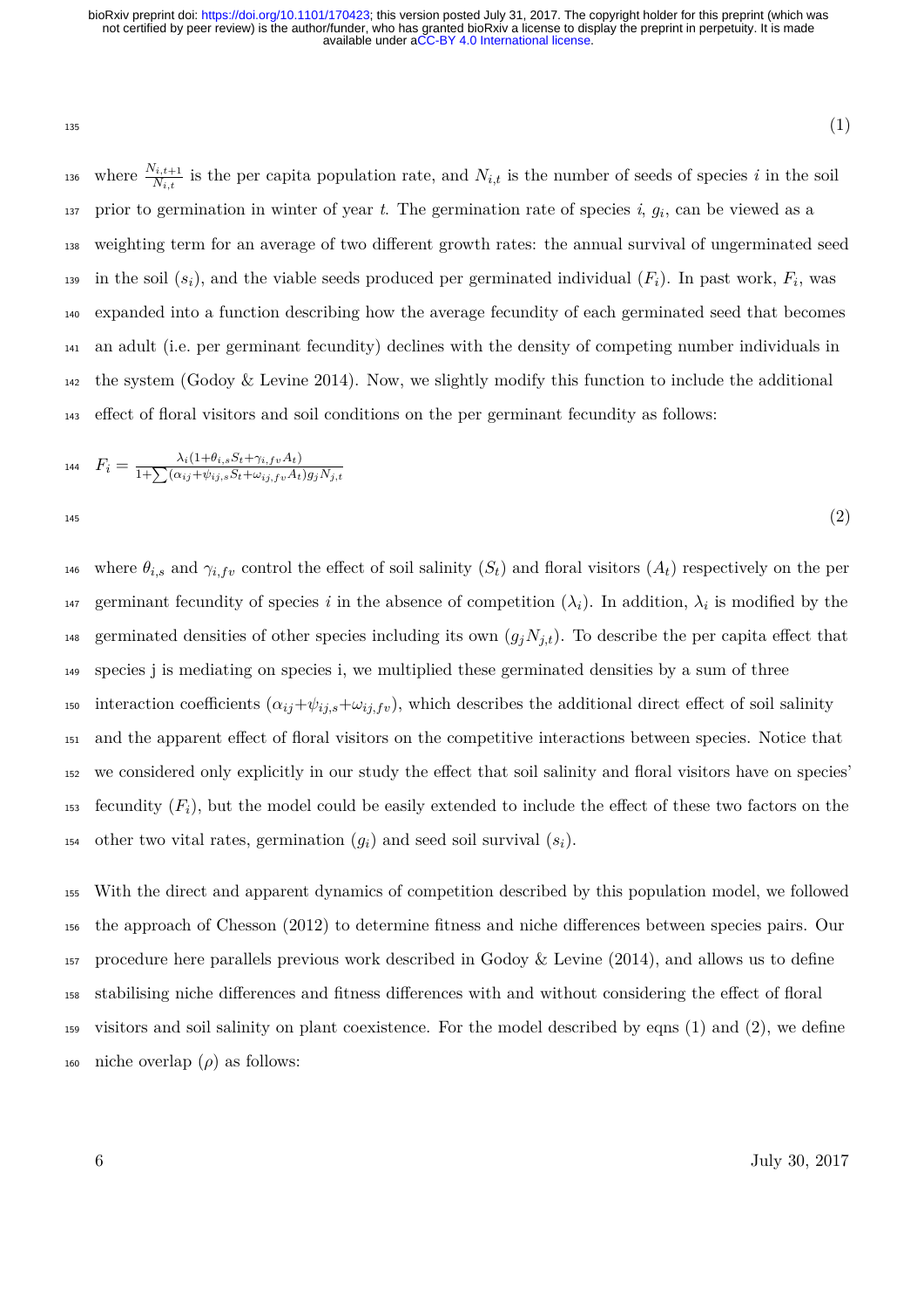$$(1)$$

where $\frac{N_{i,t+1}}{N_{i,t}}$ is the per capita population rate, and $N_{i,t}$ is the number of seeds of species $i$ in the soil prior to germination in winter of year $t$. The germination rate of species $i$, $g_i$, can be viewed as a weighting term for an average of two different growth rates: the annual survival of ungerminated seed in the soil ($s_i$), and the viable seeds produced per germinated individual ($F_i$). In past work, $F_i$, was expanded into a function describing how the average fecundity of each germinated seed that becomes an adult (i.e. per germinant fecundity) declines with the density of competing number individuals in the system (Godoy & Levine 2014). Now, we slightly modify this function to include the additional effect of floral visitors and soil conditions on the per germinant fecundity as follows:

$$F_i = \frac{\lambda_i(1+\theta_{i,s}S_t+\gamma_{i,fv}A_t)}{1+\sum(\alpha_{ij}+\psi_{ij,s}S_t+\omega_{ij,fv}A_t)g_jN_{j,t}} \tag{2}$$

where $\theta_{i,s}$ and $\gamma_{i,fv}$ control the effect of soil salinity ($S_t$) and floral visitors ($A_t$) respectively on the per germinant fecundity of species $i$ in the absence of competition ($\lambda_i$). In addition, $\lambda_i$ is modified by the germinated densities of other species including its own ($g_jN_{j,t}$). To describe the per capita effect that species j is mediating on species i, we multiplied these germinated densities by a sum of three interaction coefficients ($\alpha_{ij}+\psi_{ij,s}+\omega_{ij,fv}$), which describes the additional direct effect of soil salinity and the apparent effect of floral visitors on the competitive interactions between species. Notice that we considered only explicitly in our study the effect that soil salinity and floral visitors have on species' fecundity ($F_i$), but the model could be easily extended to include the effect of these two factors on the other two vital rates, germination ($g_i$) and seed soil survival ($s_i$).

With the direct and apparent dynamics of competition described by this population model, we followed the approach of Chesson (2012) to determine fitness and niche differences between species pairs. Our procedure here parallels previous work described in Godoy & Levine (2014), and allows us to define stabilising niche differences and fitness differences with and without considering the effect of floral visitors and soil salinity on plant coexistence. For the model described by eqns (1) and (2), we define niche overlap ($\rho$) as follows: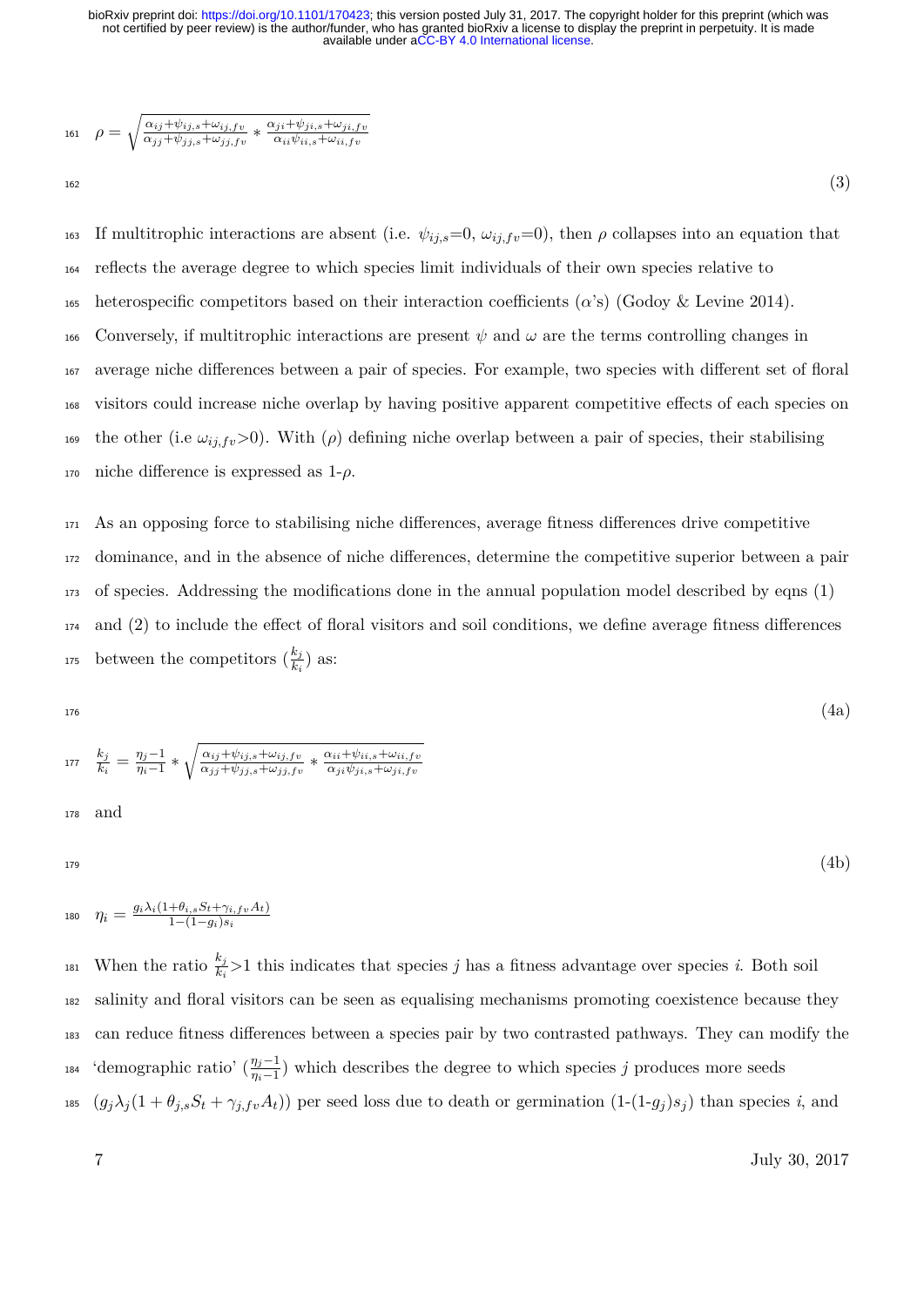$$\rho = \sqrt{\frac{\alpha_{ij}+\psi_{ij,s}+\omega_{ij,fv}}{\alpha_{jj}+\psi_{jj,s}+\omega_{jj,fv}} * \frac{\alpha_{ji}+\psi_{ji,s}+\omega_{ji,fv}}{\alpha_{ii}\psi_{ii,s}+\omega_{ii,fv}}} \tag{3}$$

If multitrophic interactions are absent (i.e. $\psi_{ij,s}$=0, $\omega_{ij,fv}$=0), then $\rho$ collapses into an equation that reflects the average degree to which species limit individuals of their own species relative to heterospecific competitors based on their interaction coefficients ($\alpha$'s) (Godoy & Levine 2014). Conversely, if multitrophic interactions are present $\psi$ and $\omega$ are the terms controlling changes in average niche differences between a pair of species. For example, two species with different set of floral visitors could increase niche overlap by having positive apparent competitive effects of each species on the other (i.e $\omega_{ij,fv}$>0). With ($\rho$) defining niche overlap between a pair of species, their stabilising niche difference is expressed as 1-$\rho$.

As an opposing force to stabilising niche differences, average fitness differences drive competitive dominance, and in the absence of niche differences, determine the competitive superior between a pair of species. Addressing the modifications done in the annual population model described by eqns (1) and (2) to include the effect of floral visitors and soil conditions, we define average fitness differences between the competitors ($\frac{k_j}{k_i}$) as:

$$\frac{k_j}{k_i} = \frac{\eta_j-1}{\eta_i-1} * \sqrt{\frac{\alpha_{ij}+\psi_{ij,s}+\omega_{ij,fv}}{\alpha_{jj}+\psi_{jj,s}+\omega_{jj,fv}} * \frac{\alpha_{ii}+\psi_{ii,s}+\omega_{ii,fv}}{\alpha_{ji}\psi_{ji,s}+\omega_{ji,fv}}} \tag{4a}$$

and

$$\eta_i = \frac{g_i\lambda_i(1+\theta_{i,s}S_t+\gamma_{i,fv}A_t)}{1-(1-g_i)s_i} \tag{4b}$$

When the ratio $\frac{k_j}{k_i}$>1 this indicates that species $j$ has a fitness advantage over species $i$. Both soil salinity and floral visitors can be seen as equalising mechanisms promoting coexistence because they can reduce fitness differences between a species pair by two contrasted pathways. They can modify the 'demographic ratio' ($\frac{\eta_j-1}{\eta_i-1}$) which describes the degree to which species $j$ produces more seeds ($g_j\lambda_j(1+\theta_{j,s}S_t+\gamma_{j,fv}A_t)$) per seed loss due to death or germination (1-(1-$g_j$)$s_j$) than species $i$, and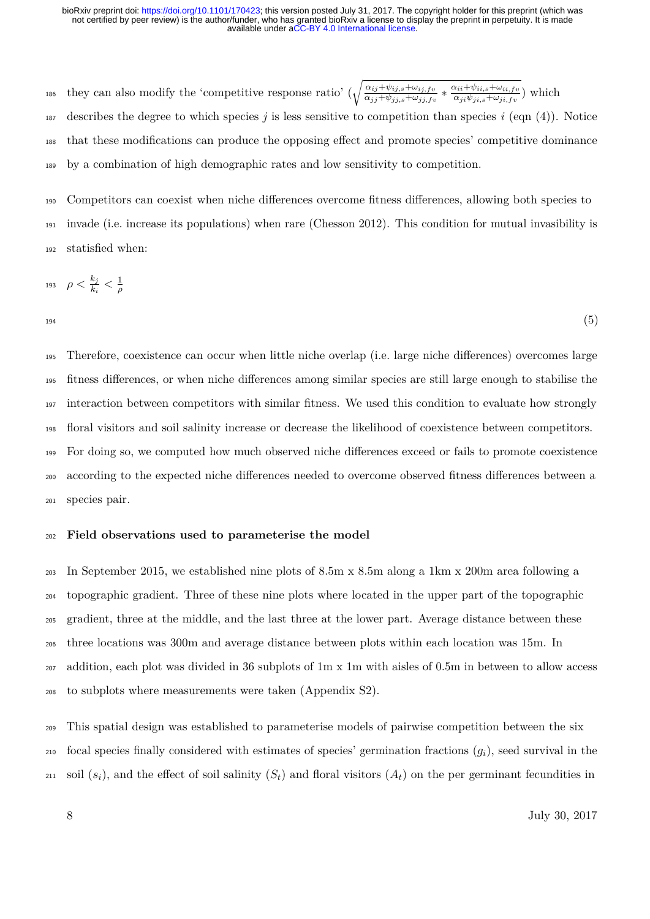they can also modify the 'competitive response ratio' ($\sqrt{\frac{\alpha_{ij}+\psi_{ij,s}+\omega_{ij,fv}}{\alpha_{jj}+\psi_{jj,s}+\omega_{jj,fv}} * \frac{\alpha_{ii}+\psi_{ii,s}+\omega_{ii,fv}}{\alpha_{ji}\psi_{ji,s}+\omega_{ji,fv}}}$) which describes the degree to which species $j$ is less sensitive to competition than species $i$ (eqn (4)). Notice that these modifications can produce the opposing effect and promote species' competitive dominance by a combination of high demographic rates and low sensitivity to competition.

Competitors can coexist when niche differences overcome fitness differences, allowing both species to invade (i.e. increase its populations) when rare (Chesson 2012). This condition for mutual invasibility is statisfied when:

$$\rho < \frac{k_j}{k_i} < \frac{1}{\rho} \tag{5}$$

Therefore, coexistence can occur when little niche overlap (i.e. large niche differences) overcomes large fitness differences, or when niche differences among similar species are still large enough to stabilise the interaction between competitors with similar fitness. We used this condition to evaluate how strongly floral visitors and soil salinity increase or decrease the likelihood of coexistence between competitors. For doing so, we computed how much observed niche differences exceed or fails to promote coexistence according to the expected niche differences needed to overcome observed fitness differences between a species pair.

**Field observations used to parameterise the model**

In September 2015, we established nine plots of 8.5m x 8.5m along a 1km x 200m area following a topographic gradient. Three of these nine plots where located in the upper part of the topographic gradient, three at the middle, and the last three at the lower part. Average distance between these three locations was 300m and average distance between plots within each location was 15m. In addition, each plot was divided in 36 subplots of 1m x 1m with aisles of 0.5m in between to allow access to subplots where measurements were taken (Appendix S2).

This spatial design was established to parameterise models of pairwise competition between the six focal species finally considered with estimates of species' germination fractions ($g_i$), seed survival in the soil ($s_i$), and the effect of soil salinity ($S_t$) and floral visitors ($A_t$) on the per germinant fecundities in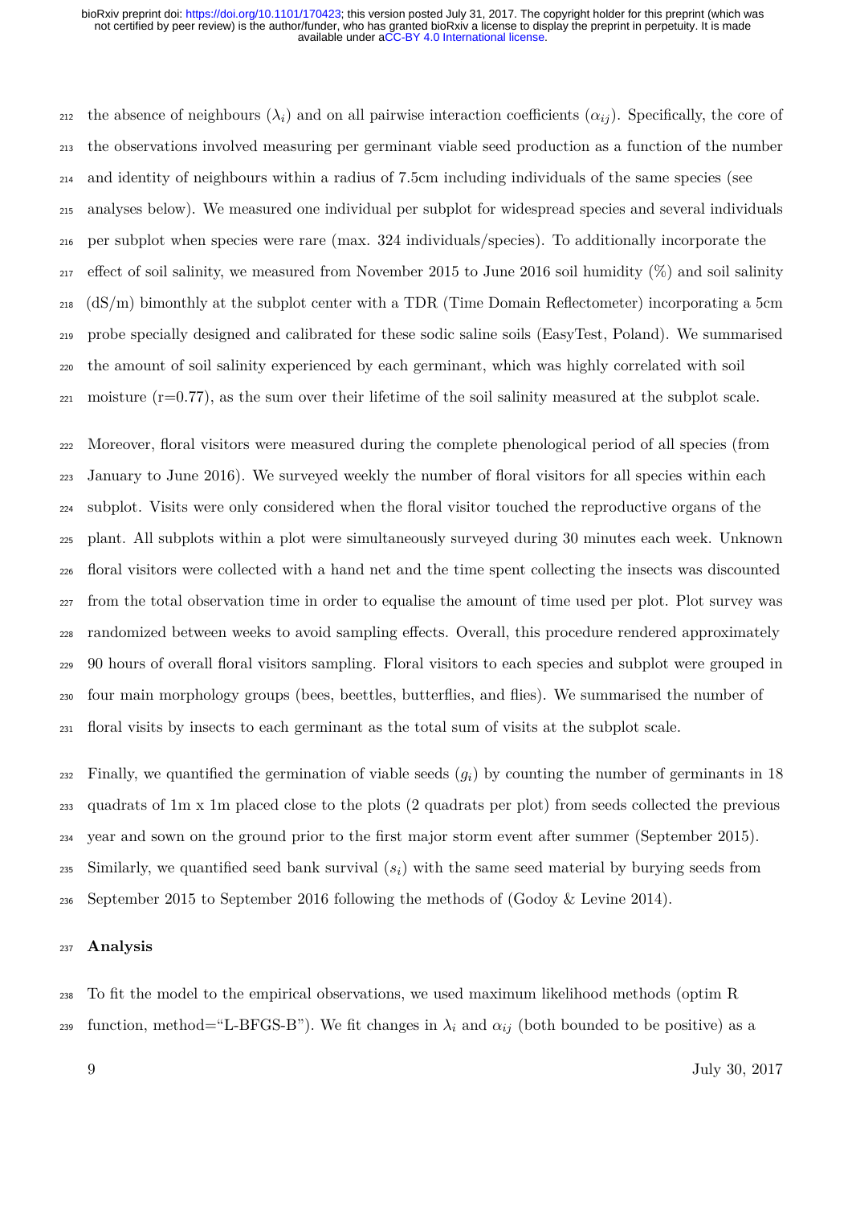the absence of neighbours ($\lambda_i$) and on all pairwise interaction coefficients ($\alpha_{ij}$). Specifically, the core of the observations involved measuring per germinant viable seed production as a function of the number and identity of neighbours within a radius of 7.5cm including individuals of the same species (see analyses below). We measured one individual per subplot for widespread species and several individuals per subplot when species were rare (max. 324 individuals/species). To additionally incorporate the effect of soil salinity, we measured from November 2015 to June 2016 soil humidity (%) and soil salinity (dS/m) bimonthly at the subplot center with a TDR (Time Domain Reflectometer) incorporating a 5cm probe specially designed and calibrated for these sodic saline soils (EasyTest, Poland). We summarised the amount of soil salinity experienced by each germinant, which was highly correlated with soil moisture (r=0.77), as the sum over their lifetime of the soil salinity measured at the subplot scale.

Moreover, floral visitors were measured during the complete phenological period of all species (from January to June 2016). We surveyed weekly the number of floral visitors for all species within each subplot. Visits were only considered when the floral visitor touched the reproductive organs of the plant. All subplots within a plot were simultaneously surveyed during 30 minutes each week. Unknown floral visitors were collected with a hand net and the time spent collecting the insects was discounted from the total observation time in order to equalise the amount of time used per plot. Plot survey was randomized between weeks to avoid sampling effects. Overall, this procedure rendered approximately 90 hours of overall floral visitors sampling. Floral visitors to each species and subplot were grouped in four main morphology groups (bees, beetles, butterflies, and flies). We summarised the number of floral visits by insects to each germinant as the total sum of visits at the subplot scale.

Finally, we quantified the germination of viable seeds ($g_i$) by counting the number of germinants in 18 quadrats of 1m x 1m placed close to the plots (2 quadrats per plot) from seeds collected the previous year and sown on the ground prior to the first major storm event after summer (September 2015). Similarly, we quantified seed bank survival ($s_i$) with the same seed material by burying seeds from September 2015 to September 2016 following the methods of (Godoy & Levine 2014).

**Analysis**

To fit the model to the empirical observations, we used maximum likelihood methods (optim R function, method="L-BFGS-B"). We fit changes in $\lambda_i$ and $\alpha_{ij}$ (both bounded to be positive) as a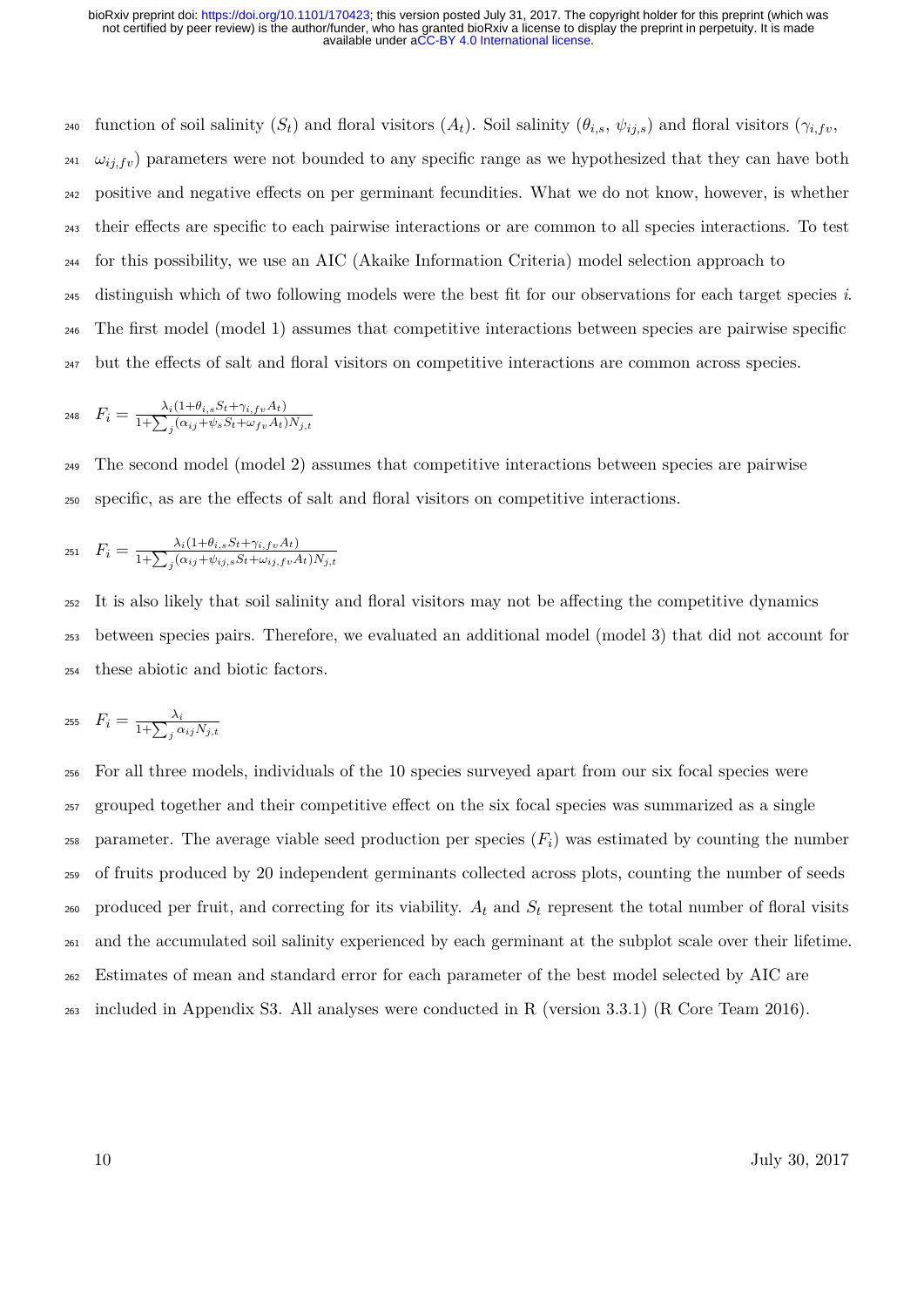function of soil salinity ($S_t$) and floral visitors ($A_t$). Soil salinity ($\theta_{i,s}$, $\psi_{ij,s}$) and floral visitors ($\gamma_{i,fv}$, $\omega_{ij,fv}$) parameters were not bounded to any specific range as we hypothesized that they can have both positive and negative effects on per germinant fecundities. What we do not know, however, is whether their effects are specific to each pairwise interactions or are common to all species interactions. To test for this possibility, we use an AIC (Akaike Information Criteria) model selection approach to distinguish which of two following models were the best fit for our observations for each target species *i*. The first model (model 1) assumes that competitive interactions between species are pairwise specific but the effects of salt and floral visitors on competitive interactions are common across species.

$$F_i = \frac{\lambda_i(1+\theta_{i,s}S_t+\gamma_{i,fv}A_t)}{1+\sum_j(\alpha_{ij}+\psi_s S_t+\omega_{fv}A_t)N_{j,t}}$$

The second model (model 2) assumes that competitive interactions between species are pairwise specific, as are the effects of salt and floral visitors on competitive interactions.

$$F_i = \frac{\lambda_i(1+\theta_{i,s}S_t+\gamma_{i,fv}A_t)}{1+\sum_j(\alpha_{ij}+\psi_{ij,s}S_t+\omega_{ij,fv}A_t)N_{j,t}}$$

It is also likely that soil salinity and floral visitors may not be affecting the competitive dynamics between species pairs. Therefore, we evaluated an additional model (model 3) that did not account for these abiotic and biotic factors.

$$F_i = \frac{\lambda_i}{1+\sum_j \alpha_{ij}N_{j,t}}$$

For all three models, individuals of the 10 species surveyed apart from our six focal species were grouped together and their competitive effect on the six focal species was summarized as a single parameter. The average viable seed production per species ($F_i$) was estimated by counting the number of fruits produced by 20 independent germinants collected across plots, counting the number of seeds produced per fruit, and correcting for its viability. $A_t$ and $S_t$ represent the total number of floral visits and the accumulated soil salinity experienced by each germinant at the subplot scale over their lifetime. Estimates of mean and standard error for each parameter of the best model selected by AIC are included in Appendix S3. All analyses were conducted in R (version 3.3.1) (R Core Team 2016).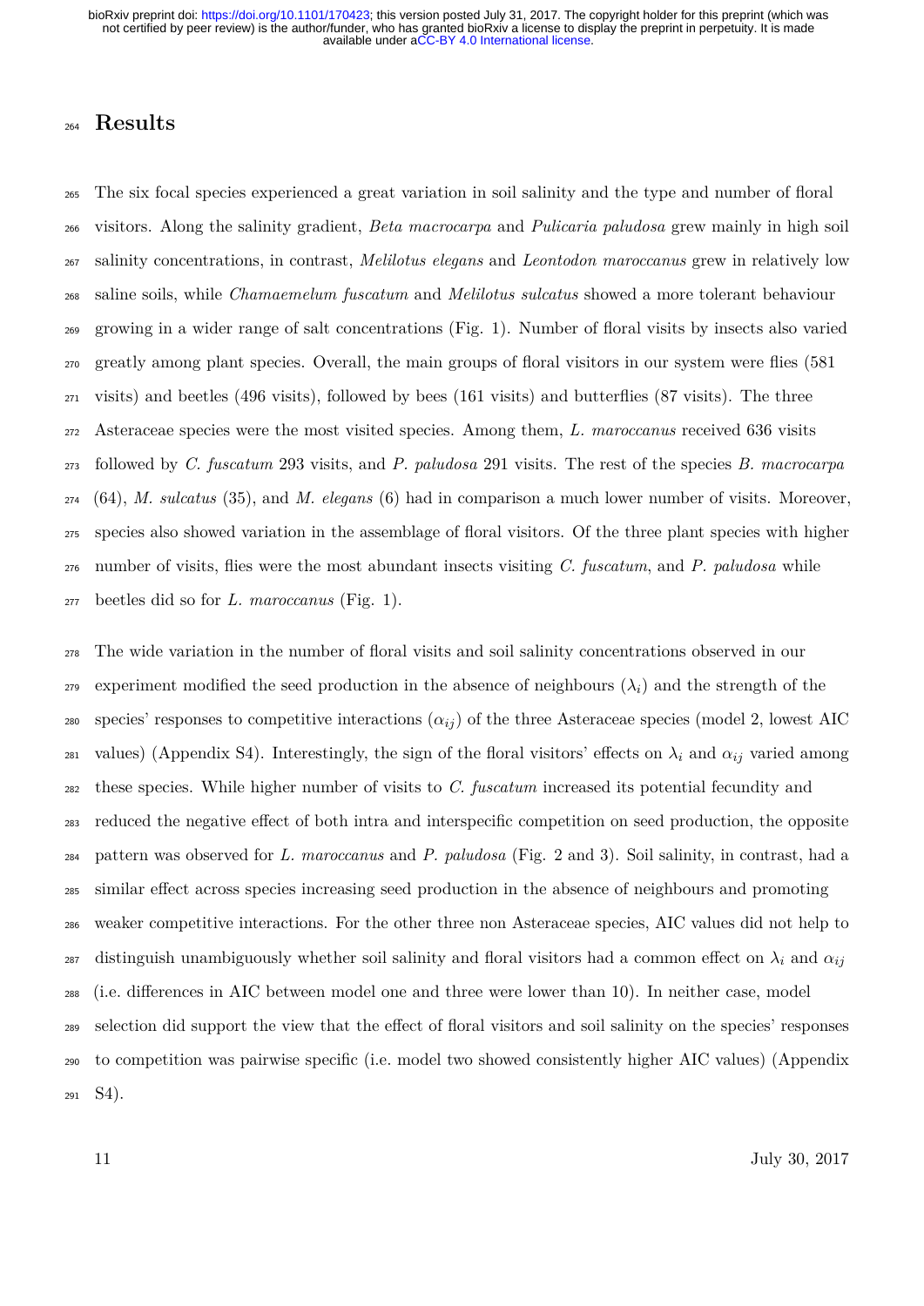# Results

The six focal species experienced a great variation in soil salinity and the type and number of floral visitors. Along the salinity gradient, *Beta macrocarpa* and *Pulicaria paludosa* grew mainly in high soil salinity concentrations, in contrast, *Melilotus elegans* and *Leontodon maroccanus* grew in relatively low saline soils, while *Chamaemelum fuscatum* and *Melilotus sulcatus* showed a more tolerant behaviour growing in a wider range of salt concentrations (Fig. 1). Number of floral visits by insects also varied greatly among plant species. Overall, the main groups of floral visitors in our system were flies (581 visits) and beetles (496 visits), followed by bees (161 visits) and butterflies (87 visits). The three Asteraceae species were the most visited species. Among them, *L. maroccanus* received 636 visits followed by *C. fuscatum* 293 visits, and *P. paludosa* 291 visits. The rest of the species *B. macrocarpa* (64), *M. sulcatus* (35), and *M. elegans* (6) had in comparison a much lower number of visits. Moreover, species also showed variation in the assemblage of floral visitors. Of the three plant species with higher number of visits, flies were the most abundant insects visiting *C. fuscatum*, and *P. paludosa* while beetles did so for *L. maroccanus* (Fig. 1).

The wide variation in the number of floral visits and soil salinity concentrations observed in our experiment modified the seed production in the absence of neighbours ($\lambda_i$) and the strength of the species' responses to competitive interactions ($\alpha_{ij}$) of the three Asteraceae species (model 2, lowest AIC values) (Appendix S4). Interestingly, the sign of the floral visitors' effects on $\lambda_i$ and $\alpha_{ij}$ varied among these species. While higher number of visits to *C. fuscatum* increased its potential fecundity and reduced the negative effect of both intra and interspecific competition on seed production, the opposite pattern was observed for *L. maroccanus* and *P. paludosa* (Fig. 2 and 3). Soil salinity, in contrast, had a similar effect across species increasing seed production in the absence of neighbours and promoting weaker competitive interactions. For the other three non Asteraceae species, AIC values did not help to distinguish unambiguously whether soil salinity and floral visitors had a common effect on $\lambda_i$ and $\alpha_{ij}$ (i.e. differences in AIC between model one and three were lower than 10). In neither case, model selection did support the view that the effect of floral visitors and soil salinity on the species' responses to competition was pairwise specific (i.e. model two showed consistently higher AIC values) (Appendix S4).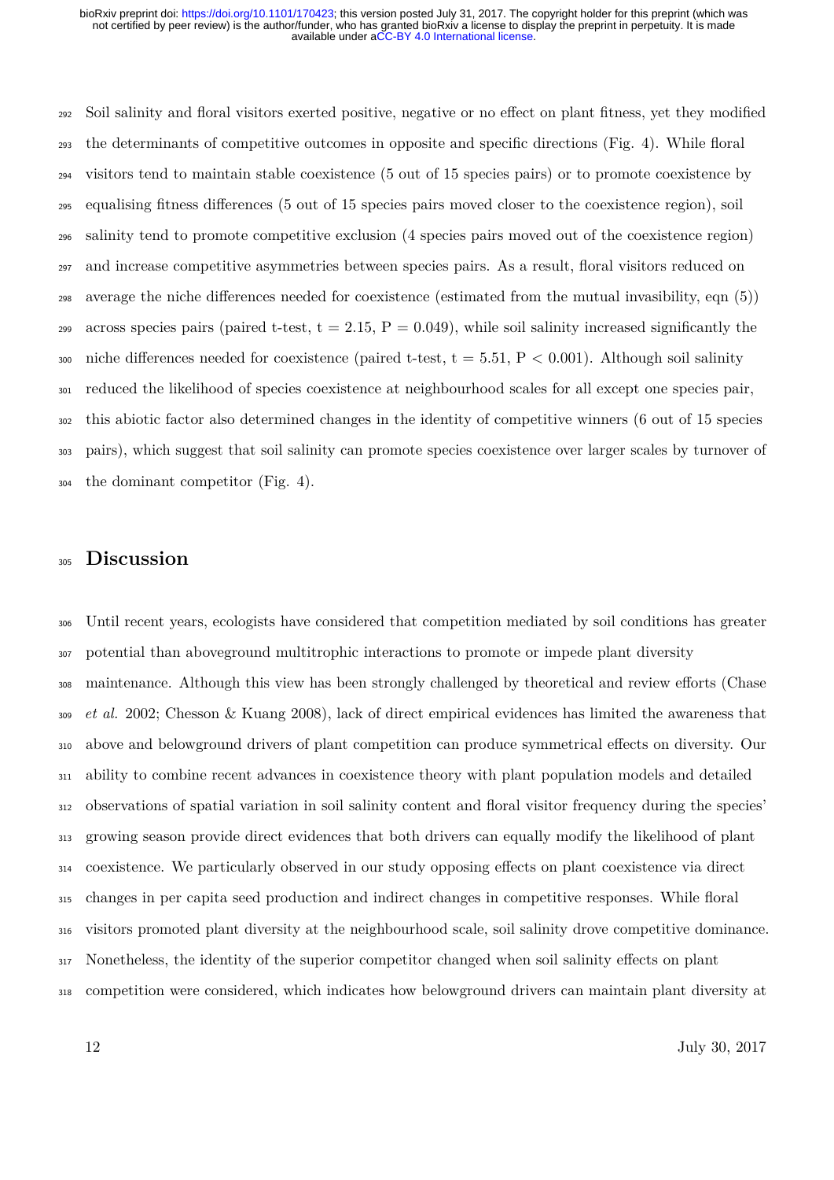Soil salinity and floral visitors exerted positive, negative or no effect on plant fitness, yet they modified the determinants of competitive outcomes in opposite and specific directions (Fig. 4). While floral visitors tend to maintain stable coexistence (5 out of 15 species pairs) or to promote coexistence by equalising fitness differences (5 out of 15 species pairs moved closer to the coexistence region), soil salinity tend to promote competitive exclusion (4 species pairs moved out of the coexistence region) and increase competitive asymmetries between species pairs. As a result, floral visitors reduced on average the niche differences needed for coexistence (estimated from the mutual invasibility, eqn (5)) across species pairs (paired t-test, $t = 2.15$, $P = 0.049$), while soil salinity increased significantly the niche differences needed for coexistence (paired t-test, $t = 5.51$, $P < 0.001$). Although soil salinity reduced the likelihood of species coexistence at neighbourhood scales for all except one species pair, this abiotic factor also determined changes in the identity of competitive winners (6 out of 15 species pairs), which suggest that soil salinity can promote species coexistence over larger scales by turnover of the dominant competitor (Fig. 4).

# Discussion

Until recent years, ecologists have considered that competition mediated by soil conditions has greater potential than aboveground multitrophic interactions to promote or impede plant diversity maintenance. Although this view has been strongly challenged by theoretical and review efforts (Chase *et al.* 2002; Chesson & Kuang 2008), lack of direct empirical evidences has limited the awareness that above and belowground drivers of plant competition can produce symmetrical effects on diversity. Our ability to combine recent advances in coexistence theory with plant population models and detailed observations of spatial variation in soil salinity content and floral visitor frequency during the species' growing season provide direct evidences that both drivers can equally modify the likelihood of plant coexistence. We particularly observed in our study opposing effects on plant coexistence via direct changes in per capita seed production and indirect changes in competitive responses. While floral visitors promoted plant diversity at the neighbourhood scale, soil salinity drove competitive dominance. Nonetheless, the identity of the superior competitor changed when soil salinity effects on plant competition were considered, which indicates how belowground drivers can maintain plant diversity at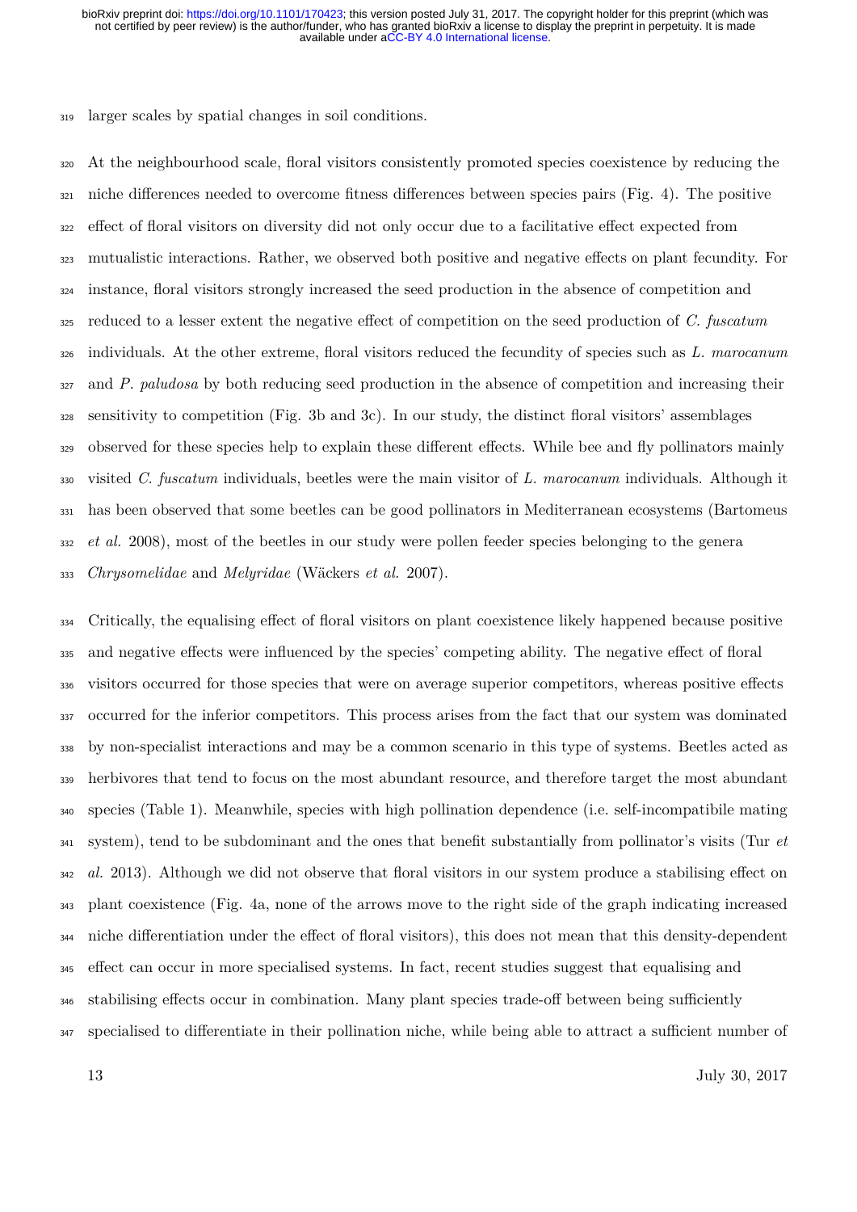larger scales by spatial changes in soil conditions.

At the neighbourhood scale, floral visitors consistently promoted species coexistence by reducing the niche differences needed to overcome fitness differences between species pairs (Fig. 4). The positive effect of floral visitors on diversity did not only occur due to a facilitative effect expected from mutualistic interactions. Rather, we observed both positive and negative effects on plant fecundity. For instance, floral visitors strongly increased the seed production in the absence of competition and reduced to a lesser extent the negative effect of competition on the seed production of *C. fuscatum* individuals. At the other extreme, floral visitors reduced the fecundity of species such as *L. marocanum* and *P. paludosa* by both reducing seed production in the absence of competition and increasing their sensitivity to competition (Fig. 3b and 3c). In our study, the distinct floral visitors' assemblages observed for these species help to explain these different effects. While bee and fly pollinators mainly visited *C. fuscatum* individuals, beetles were the main visitor of *L. marocanum* individuals. Although it has been observed that some beetles can be good pollinators in Mediterranean ecosystems (Bartomeus *et al.* 2008), most of the beetles in our study were pollen feeder species belonging to the genera *Chrysomelidae* and *Melyridae* (Wäckers *et al.* 2007).

Critically, the equalising effect of floral visitors on plant coexistence likely happened because positive and negative effects were influenced by the species' competing ability. The negative effect of floral visitors occurred for those species that were on average superior competitors, whereas positive effects occurred for the inferior competitors. This process arises from the fact that our system was dominated by non-specialist interactions and may be a common scenario in this type of systems. Beetles acted as herbivores that tend to focus on the most abundant resource, and therefore target the most abundant species (Table 1). Meanwhile, species with high pollination dependence (i.e. self-incompatibile mating system), tend to be subdominant and the ones that benefit substantially from pollinator's visits (Tur *et al.* 2013). Although we did not observe that floral visitors in our system produce a stabilising effect on plant coexistence (Fig. 4a, none of the arrows move to the right side of the graph indicating increased niche differentiation under the effect of floral visitors), this does not mean that this density-dependent effect can occur in more specialised systems. In fact, recent studies suggest that equalising and stabilising effects occur in combination. Many plant species trade-off between being sufficiently specialised to differentiate in their pollination niche, while being able to attract a sufficient number of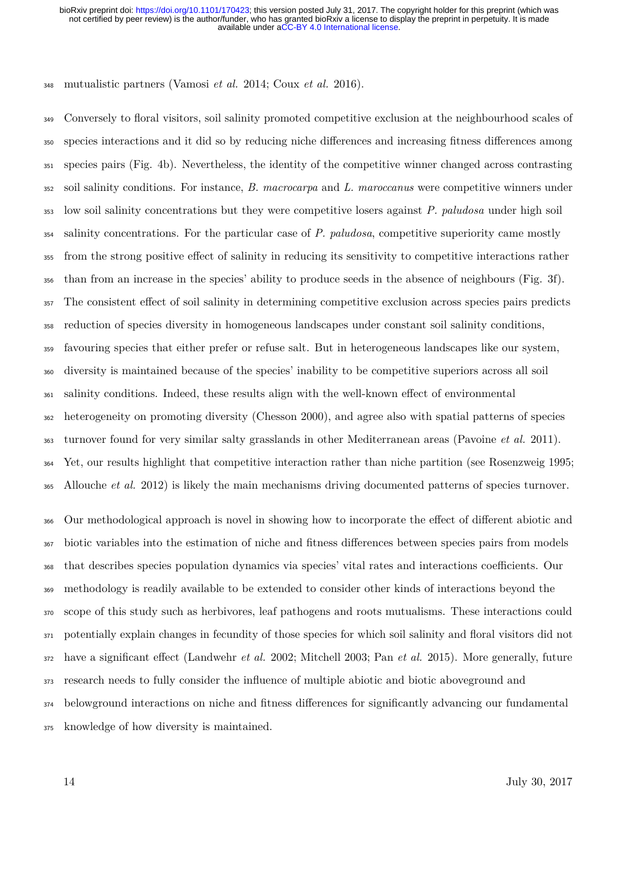mutualistic partners (Vamosi *et al.* 2014; Coux *et al.* 2016).

Conversely to floral visitors, soil salinity promoted competitive exclusion at the neighbourhood scales of species interactions and it did so by reducing niche differences and increasing fitness differences among species pairs (Fig. 4b). Nevertheless, the identity of the competitive winner changed across contrasting soil salinity conditions. For instance, *B. macrocarpa* and *L. maroccanus* were competitive winners under low soil salinity concentrations but they were competitive losers against *P. paludosa* under high soil salinity concentrations. For the particular case of *P. paludosa*, competitive superiority came mostly from the strong positive effect of salinity in reducing its sensitivity to competitive interactions rather than from an increase in the species' ability to produce seeds in the absence of neighbours (Fig. 3f). The consistent effect of soil salinity in determining competitive exclusion across species pairs predicts reduction of species diversity in homogeneous landscapes under constant soil salinity conditions, favouring species that either prefer or refuse salt. But in heterogeneous landscapes like our system, diversity is maintained because of the species' inability to be competitive superiors across all soil salinity conditions. Indeed, these results align with the well-known effect of environmental heterogeneity on promoting diversity (Chesson 2000), and agree also with spatial patterns of species turnover found for very similar salty grasslands in other Mediterranean areas (Pavoine *et al.* 2011). Yet, our results highlight that competitive interaction rather than niche partition (see Rosenzweig 1995; Allouche *et al.* 2012) is likely the main mechanisms driving documented patterns of species turnover.

Our methodological approach is novel in showing how to incorporate the effect of different abiotic and biotic variables into the estimation of niche and fitness differences between species pairs from models that describes species population dynamics via species' vital rates and interactions coefficients. Our methodology is readily available to be extended to consider other kinds of interactions beyond the scope of this study such as herbivores, leaf pathogens and roots mutualisms. These interactions could potentially explain changes in fecundity of those species for which soil salinity and floral visitors did not have a significant effect (Landwehr *et al.* 2002; Mitchell 2003; Pan *et al.* 2015). More generally, future research needs to fully consider the influence of multiple abiotic and biotic aboveground and belowground interactions on niche and fitness differences for significantly advancing our fundamental knowledge of how diversity is maintained.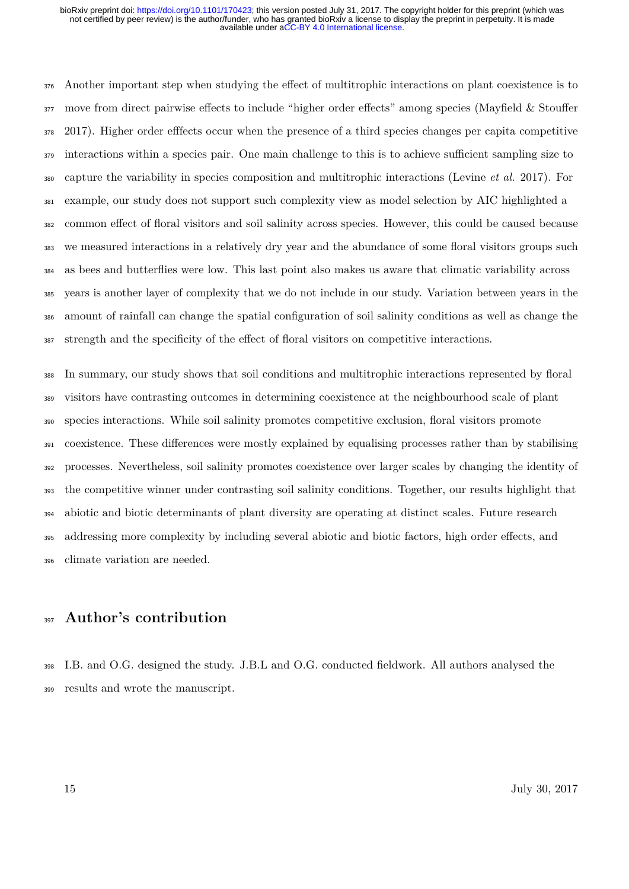Another important step when studying the effect of multitrophic interactions on plant coexistence is to move from direct pairwise effects to include "higher order effects" among species (Mayfield & Stouffer 2017). Higher order efffects occur when the presence of a third species changes per capita competitive interactions within a species pair. One main challenge to this is to achieve sufficient sampling size to capture the variability in species composition and multitrophic interactions (Levine *et al.* 2017). For example, our study does not support such complexity view as model selection by AIC highlighted a common effect of floral visitors and soil salinity across species. However, this could be caused because we measured interactions in a relatively dry year and the abundance of some floral visitors groups such as bees and butterflies were low. This last point also makes us aware that climatic variability across years is another layer of complexity that we do not include in our study. Variation between years in the amount of rainfall can change the spatial configuration of soil salinity conditions as well as change the strength and the specificity of the effect of floral visitors on competitive interactions.

In summary, our study shows that soil conditions and multitrophic interactions represented by floral visitors have contrasting outcomes in determining coexistence at the neighbourhood scale of plant species interactions. While soil salinity promotes competitive exclusion, floral visitors promote coexistence. These differences were mostly explained by equalising processes rather than by stabilising processes. Nevertheless, soil salinity promotes coexistence over larger scales by changing the identity of the competitive winner under contrasting soil salinity conditions. Together, our results highlight that abiotic and biotic determinants of plant diversity are operating at distinct scales. Future research addressing more complexity by including several abiotic and biotic factors, high order effects, and climate variation are needed.

# Author's contribution

I.B. and O.G. designed the study. J.B.L and O.G. conducted fieldwork. All authors analysed the results and wrote the manuscript.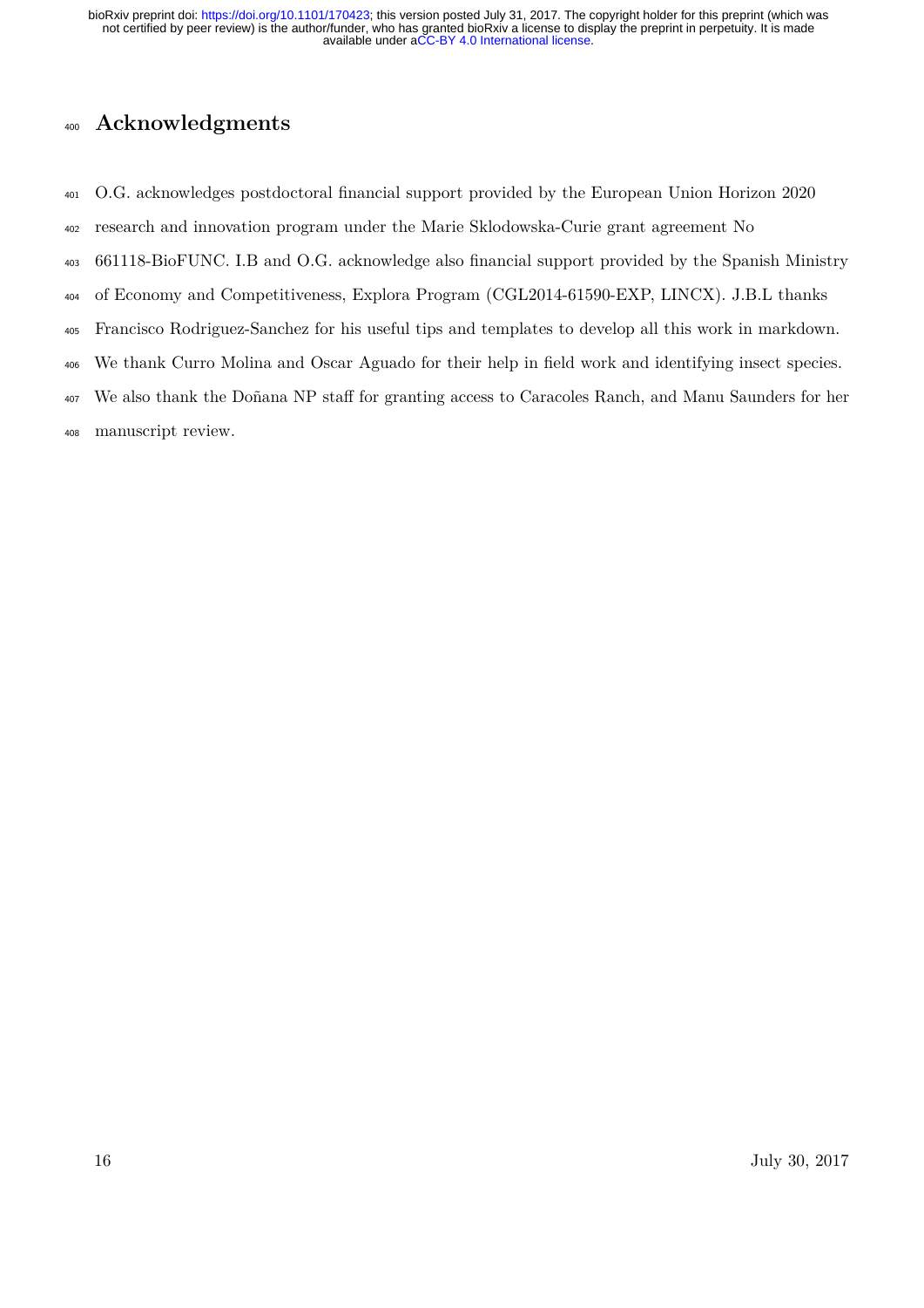# Acknowledgments

O.G. acknowledges postdoctoral financial support provided by the European Union Horizon 2020 research and innovation program under the Marie Sklodowska-Curie grant agreement No 661118-BioFUNC. I.B and O.G. acknowledge also financial support provided by the Spanish Ministry of Economy and Competitiveness, Explora Program (CGL2014-61590-EXP, LINCX). J.B.L thanks Francisco Rodriguez-Sanchez for his useful tips and templates to develop all this work in markdown. We thank Curro Molina and Oscar Aguado for their help in field work and identifying insect species. We also thank the Doñana NP staff for granting access to Caracoles Ranch, and Manu Saunders for her manuscript review.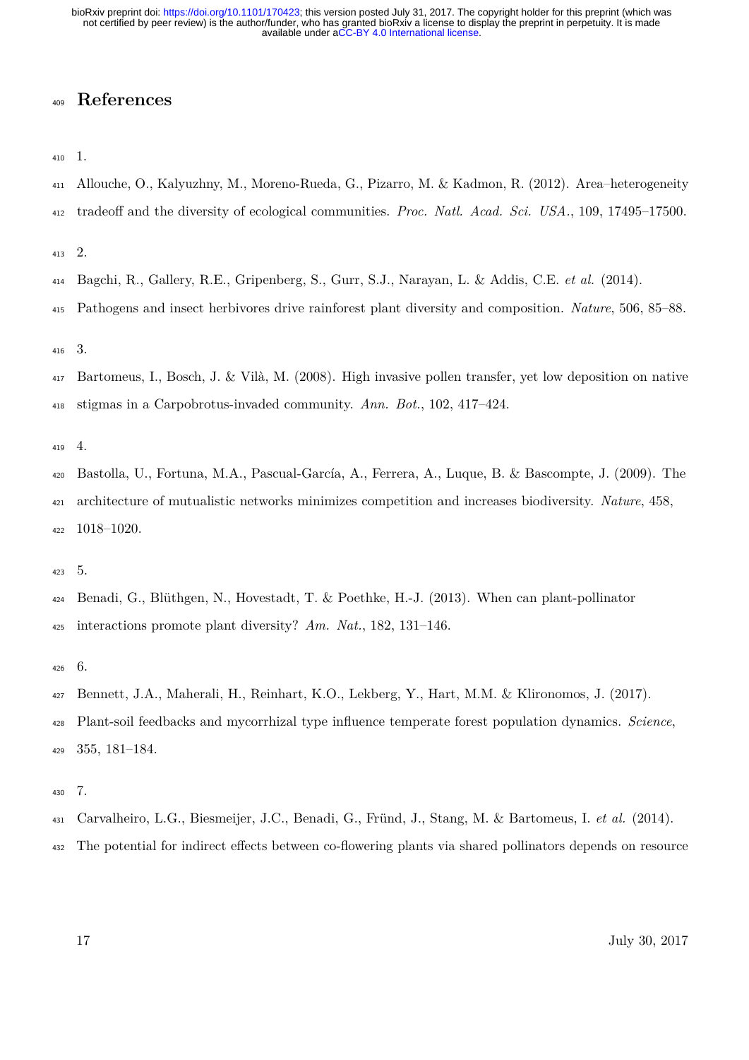# References

1.

Allouche, O., Kalyuzhny, M., Moreno-Rueda, G., Pizarro, M. & Kadmon, R. (2012). Area–heterogeneity tradeoff and the diversity of ecological communities. *Proc. Natl. Acad. Sci. USA.*, 109, 17495–17500.

2.

Bagchi, R., Gallery, R.E., Gripenberg, S., Gurr, S.J., Narayan, L. & Addis, C.E. *et al.* (2014). Pathogens and insect herbivores drive rainforest plant diversity and composition. *Nature*, 506, 85–88.

3.

Bartomeus, I., Bosch, J. & Vilà, M. (2008). High invasive pollen transfer, yet low deposition on native stigmas in a Carpobrotus-invaded community. *Ann. Bot.*, 102, 417–424.

4.

Bastolla, U., Fortuna, M.A., Pascual-García, A., Ferrera, A., Luque, B. & Bascompte, J. (2009). The architecture of mutualistic networks minimizes competition and increases biodiversity. *Nature*, 458, 1018–1020.

5.

Benadi, G., Blüthgen, N., Hovestadt, T. & Poethke, H.-J. (2013). When can plant-pollinator interactions promote plant diversity? *Am. Nat.*, 182, 131–146.

6.

Bennett, J.A., Maherali, H., Reinhart, K.O., Lekberg, Y., Hart, M.M. & Klironomos, J. (2017). Plant-soil feedbacks and mycorrhizal type influence temperate forest population dynamics. *Science*, 355, 181–184.

7.

Carvalheiro, L.G., Biesmeijer, J.C., Benadi, G., Fründ, J., Stang, M. & Bartomeus, I. *et al.* (2014). The potential for indirect effects between co-flowering plants via shared pollinators depends on resource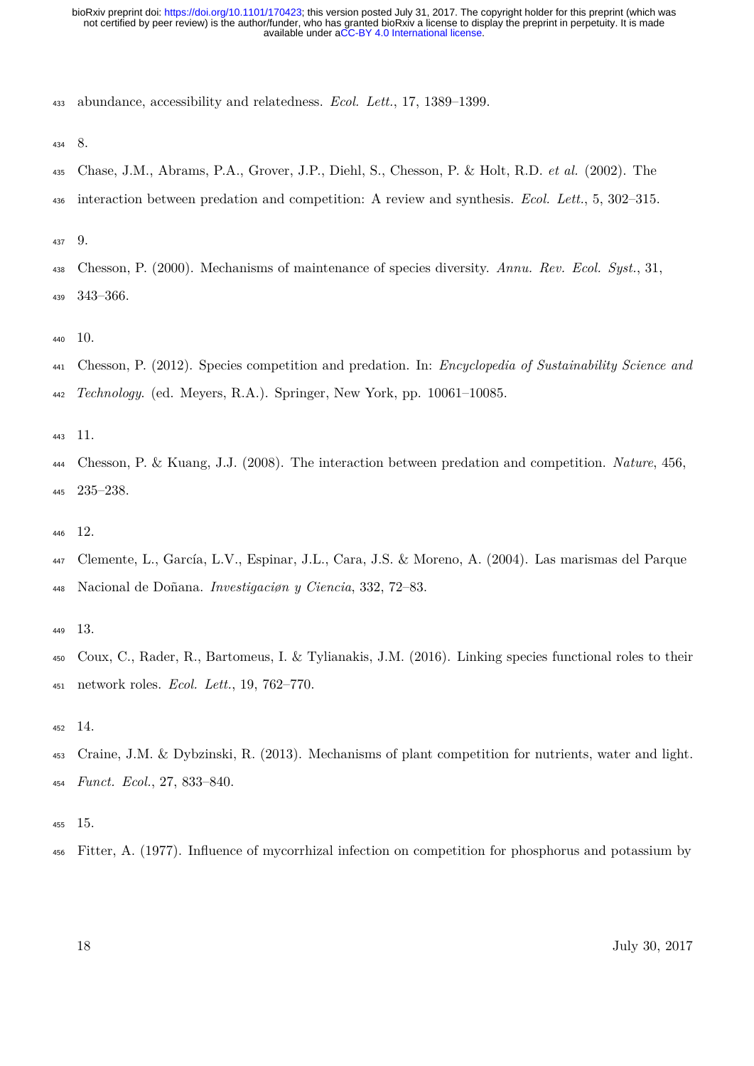abundance, accessibility and relatedness. *Ecol. Lett.*, 17, 1389–1399.

8.

Chase, J.M., Abrams, P.A., Grover, J.P., Diehl, S., Chesson, P. & Holt, R.D. *et al.* (2002). The interaction between predation and competition: A review and synthesis. *Ecol. Lett.*, 5, 302–315.

9.

Chesson, P. (2000). Mechanisms of maintenance of species diversity. *Annu. Rev. Ecol. Syst.*, 31, 343–366.

10.

Chesson, P. (2012). Species competition and predation. In: *Encyclopedia of Sustainability Science and Technology.* (ed. Meyers, R.A.). Springer, New York, pp. 10061–10085.

11.

Chesson, P. & Kuang, J.J. (2008). The interaction between predation and competition. *Nature*, 456, 235–238.

12.

Clemente, L., García, L.V., Espinar, J.L., Cara, J.S. & Moreno, A. (2004). Las marismas del Parque Nacional de Doñana. *Investigaciøn y Ciencia*, 332, 72–83.

13.

Coux, C., Rader, R., Bartomeus, I. & Tylianakis, J.M. (2016). Linking species functional roles to their network roles. *Ecol. Lett.*, 19, 762–770.

14.

Craine, J.M. & Dybzinski, R. (2013). Mechanisms of plant competition for nutrients, water and light. *Funct. Ecol.*, 27, 833–840.

15.

Fitter, A. (1977). Influence of mycorrhizal infection on competition for phosphorus and potassium by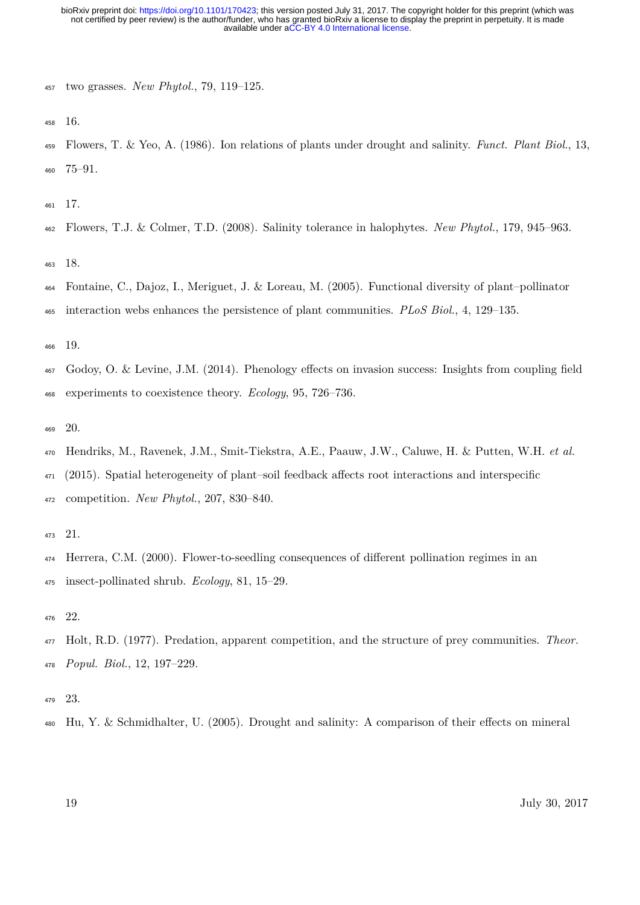two grasses. *New Phytol.*, 79, 119–125.

16.

Flowers, T. & Yeo, A. (1986). Ion relations of plants under drought and salinity. *Funct. Plant Biol.*, 13, 75–91.

17.

Flowers, T.J. & Colmer, T.D. (2008). Salinity tolerance in halophytes. *New Phytol.*, 179, 945–963.

18.

Fontaine, C., Dajoz, I., Meriguet, J. & Loreau, M. (2005). Functional diversity of plant–pollinator interaction webs enhances the persistence of plant communities. *PLoS Biol.*, 4, 129–135.

19.

Godoy, O. & Levine, J.M. (2014). Phenology effects on invasion success: Insights from coupling field experiments to coexistence theory. *Ecology*, 95, 726–736.

20.

Hendriks, M., Ravenek, J.M., Smit-Tiekstra, A.E., Paauw, J.W., Caluwe, H. & Putten, W.H. *et al.* (2015). Spatial heterogeneity of plant–soil feedback affects root interactions and interspecific competition. *New Phytol.*, 207, 830–840.

21.

Herrera, C.M. (2000). Flower-to-seedling consequences of different pollination regimes in an insect-pollinated shrub. *Ecology*, 81, 15–29.

22.

Holt, R.D. (1977). Predation, apparent competition, and the structure of prey communities. *Theor. Popul. Biol.*, 12, 197–229.

23.

Hu, Y. & Schmidhalter, U. (2005). Drought and salinity: A comparison of their effects on mineral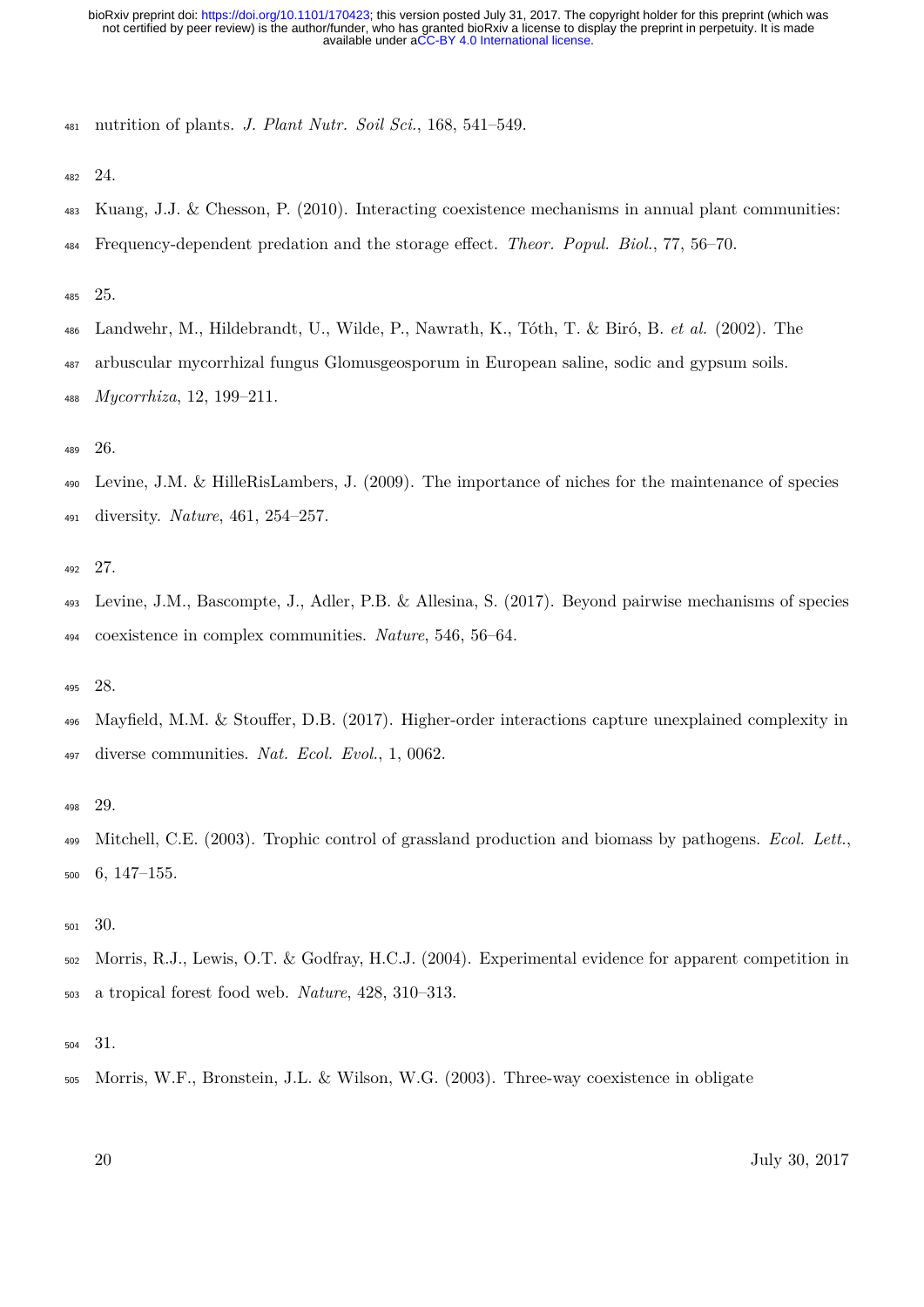nutrition of plants. *J. Plant Nutr. Soil Sci.*, 168, 541–549.

24.

Kuang, J.J. & Chesson, P. (2010). Interacting coexistence mechanisms in annual plant communities: Frequency-dependent predation and the storage effect. *Theor. Popul. Biol.*, 77, 56–70.

25.

Landwehr, M., Hildebrandt, U., Wilde, P., Nawrath, K., Tóth, T. & Biró, B. *et al.* (2002). The arbuscular mycorrhizal fungus Glomusgeosporum in European saline, sodic and gypsum soils. *Mycorrhiza*, 12, 199–211.

26.

Levine, J.M. & HilleRisLambers, J. (2009). The importance of niches for the maintenance of species diversity. *Nature*, 461, 254–257.

27.

Levine, J.M., Bascompte, J., Adler, P.B. & Allesina, S. (2017). Beyond pairwise mechanisms of species coexistence in complex communities. *Nature*, 546, 56–64.

28.

Mayfield, M.M. & Stouffer, D.B. (2017). Higher-order interactions capture unexplained complexity in diverse communities. *Nat. Ecol. Evol.*, 1, 0062.

29.

Mitchell, C.E. (2003). Trophic control of grassland production and biomass by pathogens. *Ecol. Lett.*, 6, 147–155.

30.

Morris, R.J., Lewis, O.T. & Godfray, H.C.J. (2004). Experimental evidence for apparent competition in a tropical forest food web. *Nature*, 428, 310–313.

31.

Morris, W.F., Bronstein, J.L. & Wilson, W.G. (2003). Three-way coexistence in obligate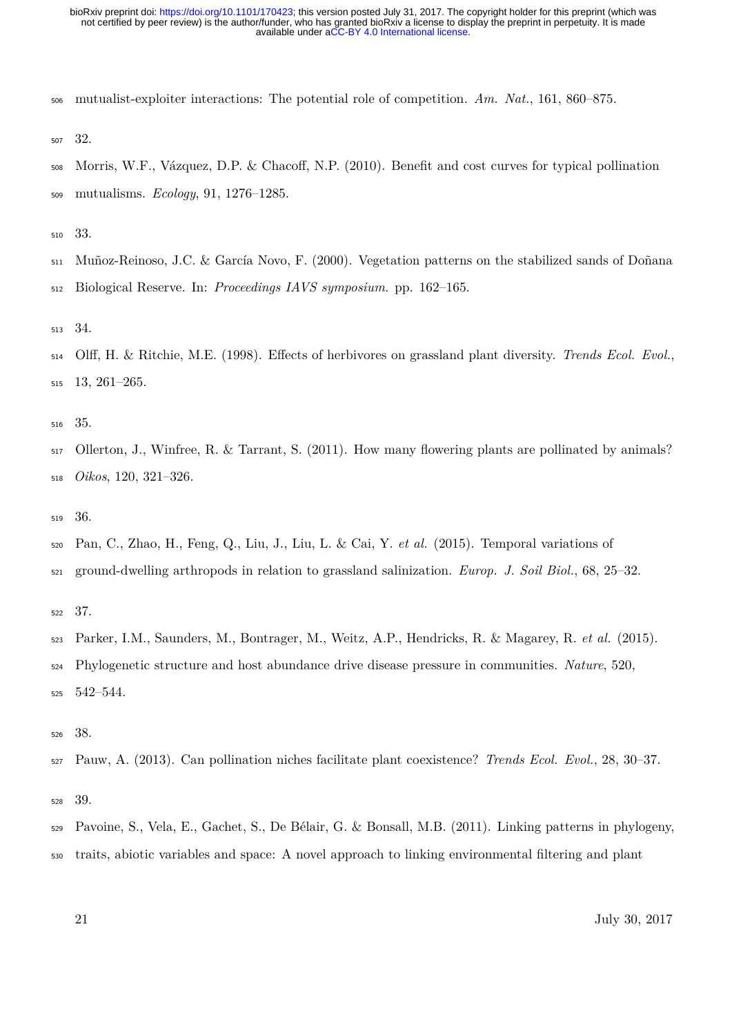mutualist-exploiter interactions: The potential role of competition. *Am. Nat.*, 161, 860–875.

32.

Morris, W.F., Vázquez, D.P. & Chacoff, N.P. (2010). Benefit and cost curves for typical pollination mutualisms. *Ecology*, 91, 1276–1285.

33.

Muñoz-Reinoso, J.C. & García Novo, F. (2000). Vegetation patterns on the stabilized sands of Doñana Biological Reserve. In: *Proceedings IAVS symposium*. pp. 162–165.

34.

Olff, H. & Ritchie, M.E. (1998). Effects of herbivores on grassland plant diversity. *Trends Ecol. Evol.*, 13, 261–265.

35.

Ollerton, J., Winfree, R. & Tarrant, S. (2011). How many flowering plants are pollinated by animals? *Oikos*, 120, 321–326.

36.

Pan, C., Zhao, H., Feng, Q., Liu, J., Liu, L. & Cai, Y. *et al.* (2015). Temporal variations of ground-dwelling arthropods in relation to grassland salinization. *Europ. J. Soil Biol.*, 68, 25–32.

37.

Parker, I.M., Saunders, M., Bontrager, M., Weitz, A.P., Hendricks, R. & Magarey, R. *et al.* (2015). Phylogenetic structure and host abundance drive disease pressure in communities. *Nature*, 520, 542–544.

38.

Pauw, A. (2013). Can pollination niches facilitate plant coexistence? *Trends Ecol. Evol.*, 28, 30–37.

39.

Pavoine, S., Vela, E., Gachet, S., De Bélair, G. & Bonsall, M.B. (2011). Linking patterns in phylogeny, traits, abiotic variables and space: A novel approach to linking environmental filtering and plant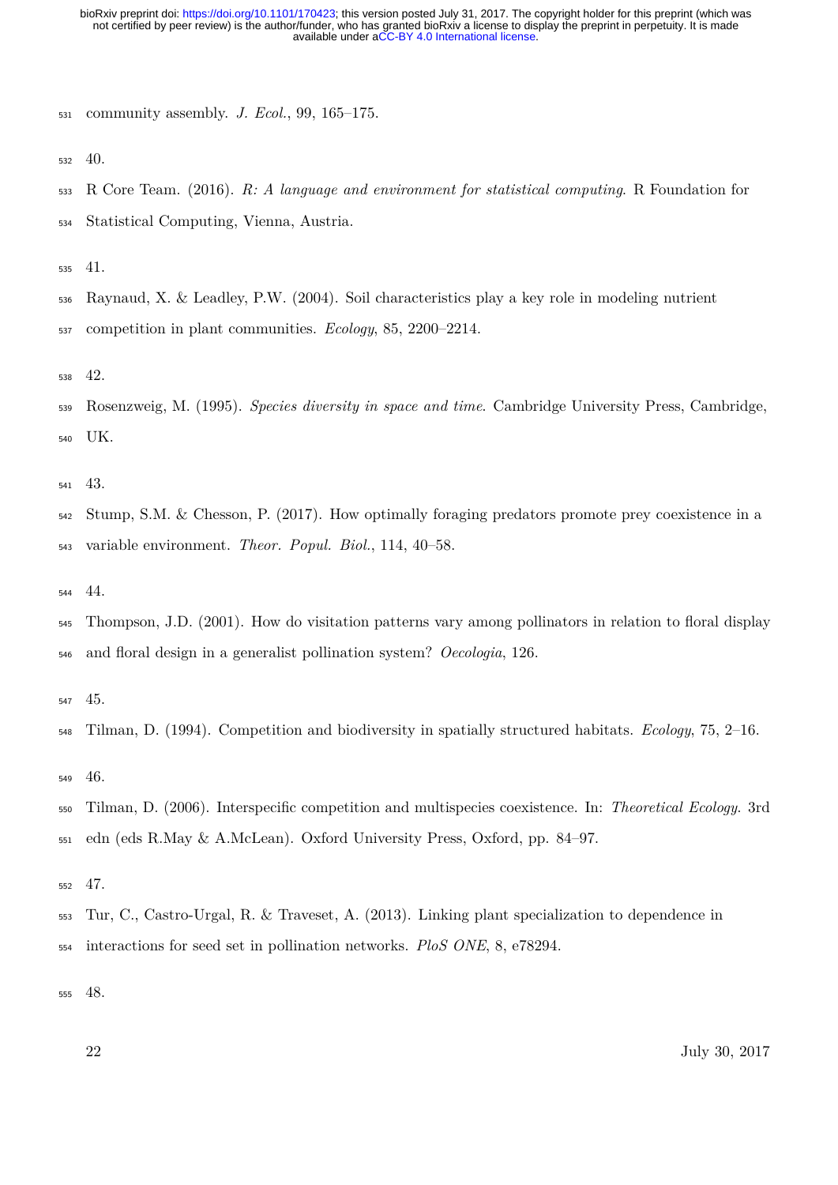community assembly. *J. Ecol.*, 99, 165–175.

40.

R Core Team. (2016). *R: A language and environment for statistical computing*. R Foundation for Statistical Computing, Vienna, Austria.

41.

Raynaud, X. & Leadley, P.W. (2004). Soil characteristics play a key role in modeling nutrient competition in plant communities. *Ecology*, 85, 2200–2214.

42.

Rosenzweig, M. (1995). *Species diversity in space and time*. Cambridge University Press, Cambridge, UK.

43.

Stump, S.M. & Chesson, P. (2017). How optimally foraging predators promote prey coexistence in a variable environment. *Theor. Popul. Biol.*, 114, 40–58.

44.

Thompson, J.D. (2001). How do visitation patterns vary among pollinators in relation to floral display and floral design in a generalist pollination system? *Oecologia*, 126.

45.

Tilman, D. (1994). Competition and biodiversity in spatially structured habitats. *Ecology*, 75, 2–16.

46.

Tilman, D. (2006). Interspecific competition and multispecies coexistence. In: *Theoretical Ecology*. 3rd edn (eds R.May & A.McLean). Oxford University Press, Oxford, pp. 84–97.

47.

Tur, C., Castro-Urgal, R. & Traveset, A. (2013). Linking plant specialization to dependence in interactions for seed set in pollination networks. *PloS ONE*, 8, e78294.

48.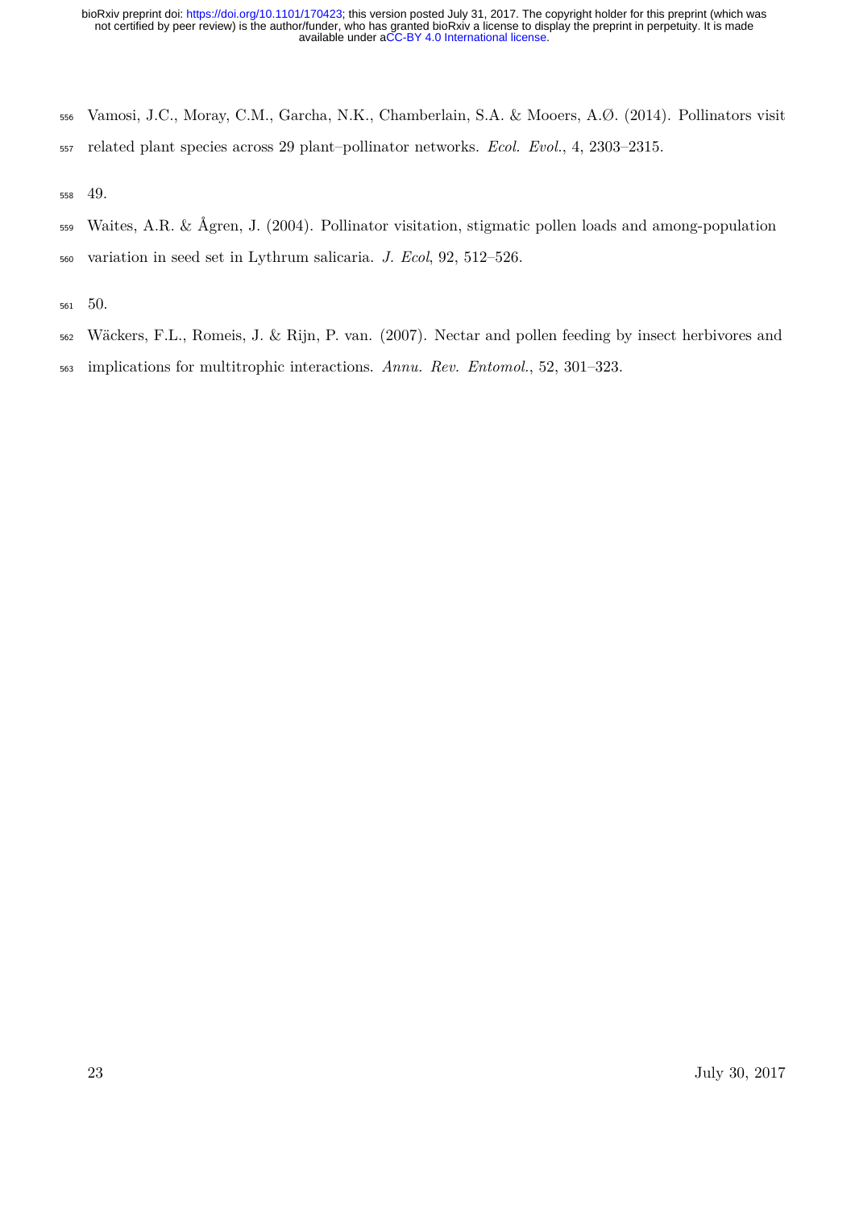Vamosi, J.C., Moray, C.M., Garcha, N.K., Chamberlain, S.A. & Mooers, A.Ø. (2014). Pollinators visit related plant species across 29 plant–pollinator networks. *Ecol. Evol.*, 4, 2303–2315.

49.

Waites, A.R. & Ågren, J. (2004). Pollinator visitation, stigmatic pollen loads and among-population variation in seed set in Lythrum salicaria. *J. Ecol*, 92, 512–526.

50.

Wäckers, F.L., Romeis, J. & Rijn, P. van. (2007). Nectar and pollen feeding by insect herbivores and implications for multitrophic interactions. *Annu. Rev. Entomol.*, 52, 301–323.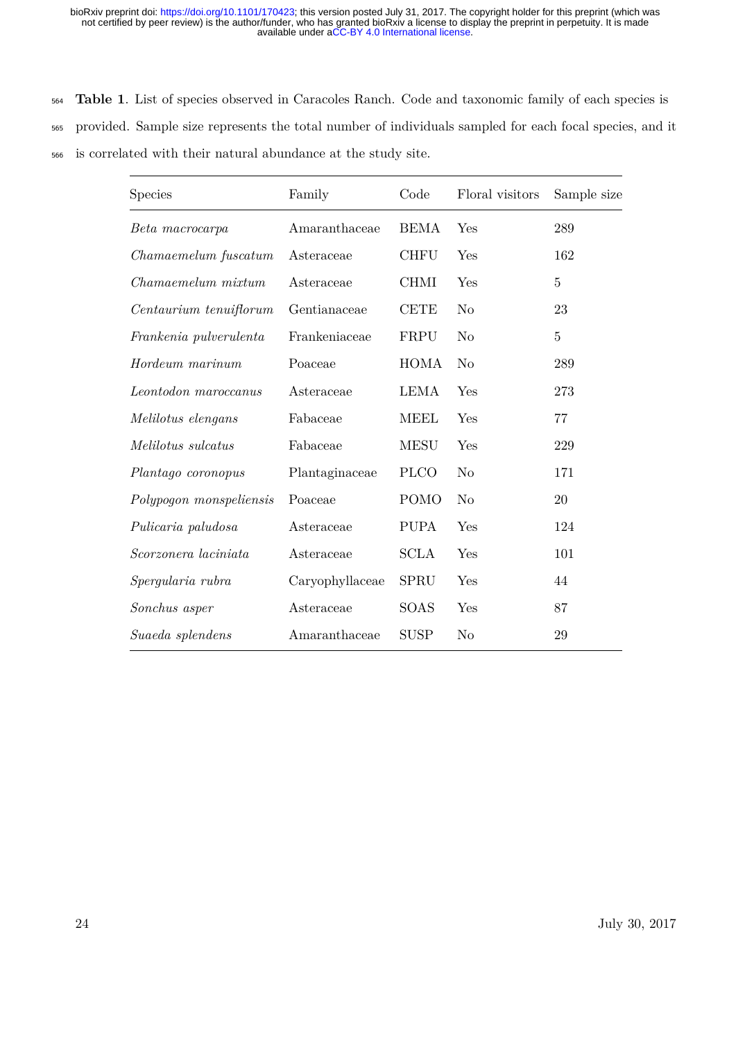**Table 1**. List of species observed in Caracoles Ranch. Code and taxonomic family of each species is provided. Sample size represents the total number of individuals sampled for each focal species, and it is correlated with their natural abundance at the study site.

| Species | Family | Code | Floral visitors | Sample size |
|---|---|---|---|---|
| *Beta macrocarpa* | Amaranthaceae | BEMA | Yes | 289 |
| *Chamaemelum fuscatum* | Asteraceae | CHFU | Yes | 162 |
| *Chamaemelum mixtum* | Asteraceae | CHMI | Yes | 5 |
| *Centaurium tenuiflorum* | Gentianaceae | CETE | No | 23 |
| *Frankenia pulverulenta* | Frankeniaceae | FRPU | No | 5 |
| *Hordeum marinum* | Poaceae | HOMA | No | 289 |
| *Leontodon maroccanus* | Asteraceae | LEMA | Yes | 273 |
| *Melilotus elengans* | Fabaceae | MEEL | Yes | 77 |
| *Melilotus sulcatus* | Fabaceae | MESU | Yes | 229 |
| *Plantago coronopus* | Plantaginaceae | PLCO | No | 171 |
| *Polypogon monspeliensis* | Poaceae | POMO | No | 20 |
| *Pulicaria paludosa* | Asteraceae | PUPA | Yes | 124 |
| *Scorzonera laciniata* | Asteraceae | SCLA | Yes | 101 |
| *Spergularia rubra* | Caryophyllaceae | SPRU | Yes | 44 |
| *Sonchus asper* | Asteraceae | SOAS | Yes | 87 |
| *Suaeda splendens* | Amaranthaceae | SUSP | No | 29 |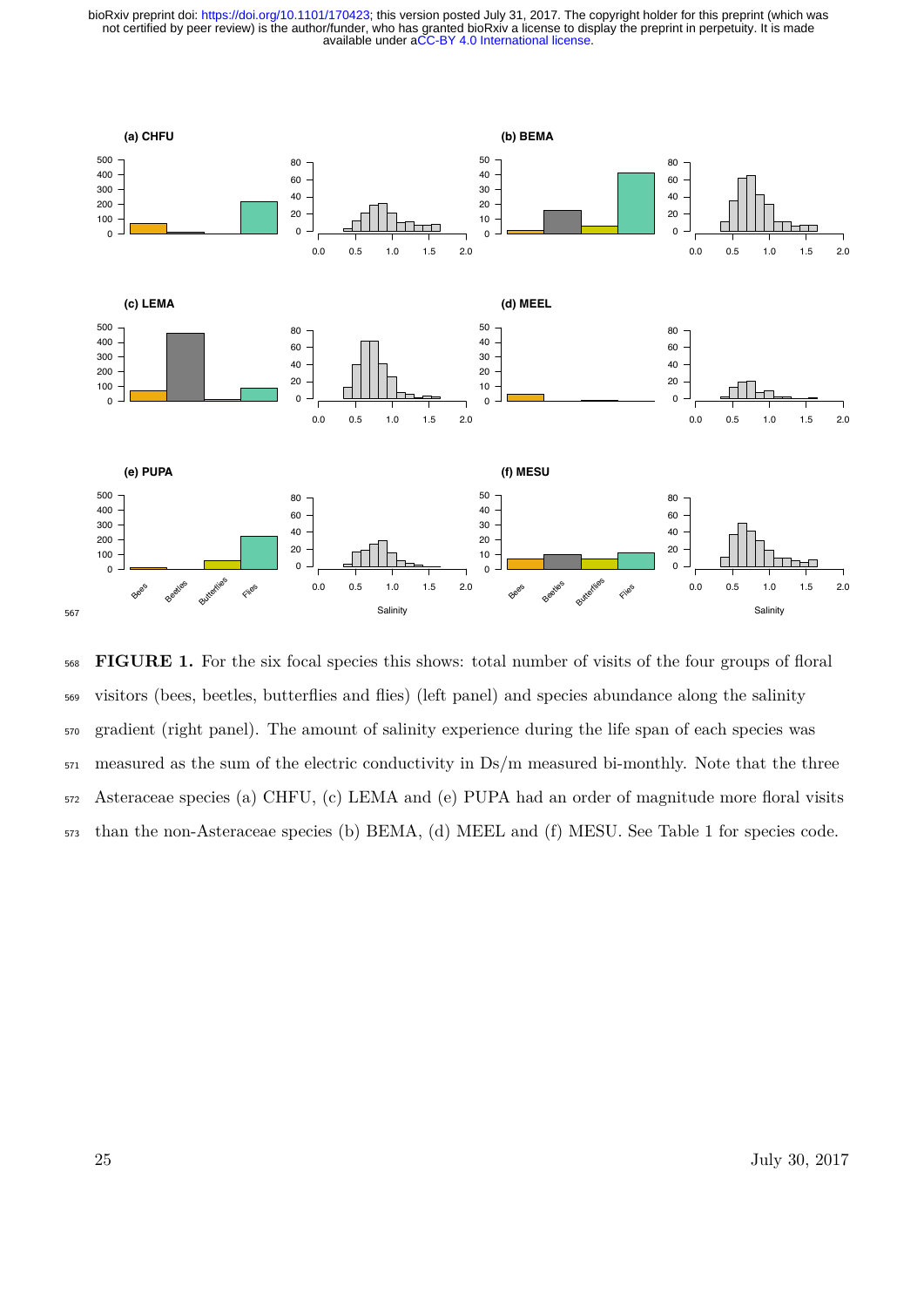**FIGURE 1.** For the six focal species this shows: total number of visits of the four groups of floral visitors (bees, beetles, butterflies and flies) (left panel) and species abundance along the salinity gradient (right panel). The amount of salinity experience during the life span of each species was measured as the sum of the electric conductivity in Ds/m measured bi-monthly. Note that the three Asteraceae species (a) CHFU, (c) LEMA and (e) PUPA had an order of magnitude more floral visits than the non-Asteraceae species (b) BEMA, (d) MEEL and (f) MESU. See Table 1 for species code.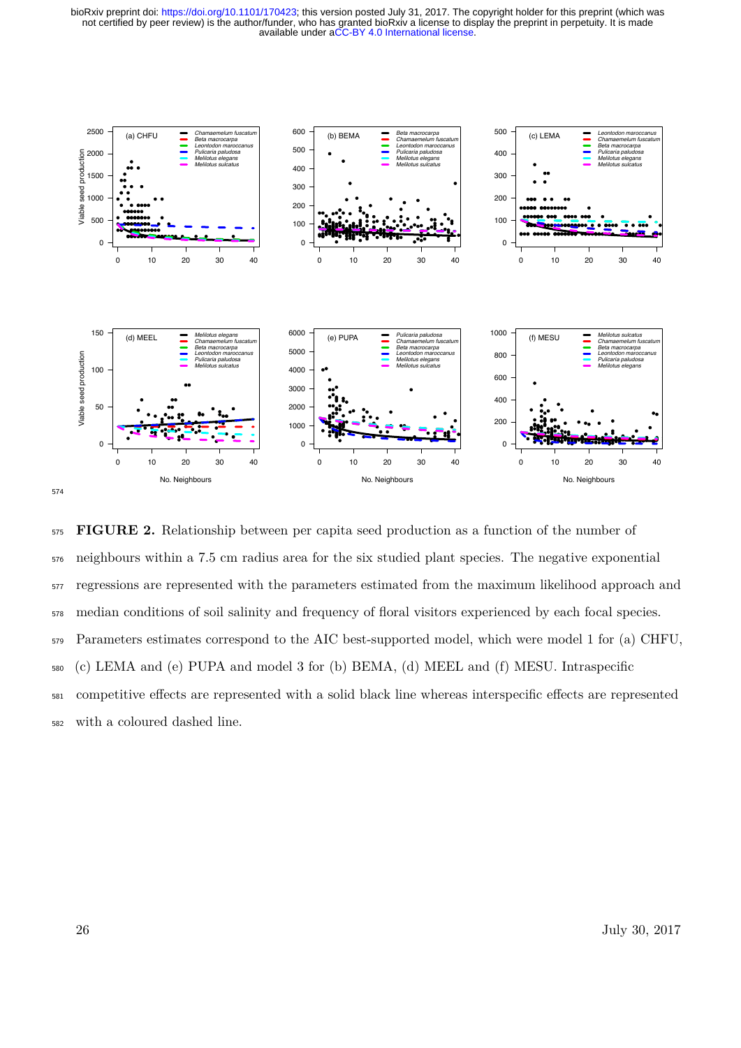**FIGURE 2.** Relationship between per capita seed production as a function of the number of neighbours within a 7.5 cm radius area for the six studied plant species. The negative exponential regressions are represented with the parameters estimated from the maximum likelihood approach and median conditions of soil salinity and frequency of floral visitors experienced by each focal species. Parameters estimates correspond to the AIC best-supported model, which were model 1 for (a) CHFU, (c) LEMA and (e) PUPA and model 3 for (b) BEMA, (d) MEEL and (f) MESU. Intraspecific competitive effects are represented with a solid black line whereas interspecific effects are represented with a coloured dashed line.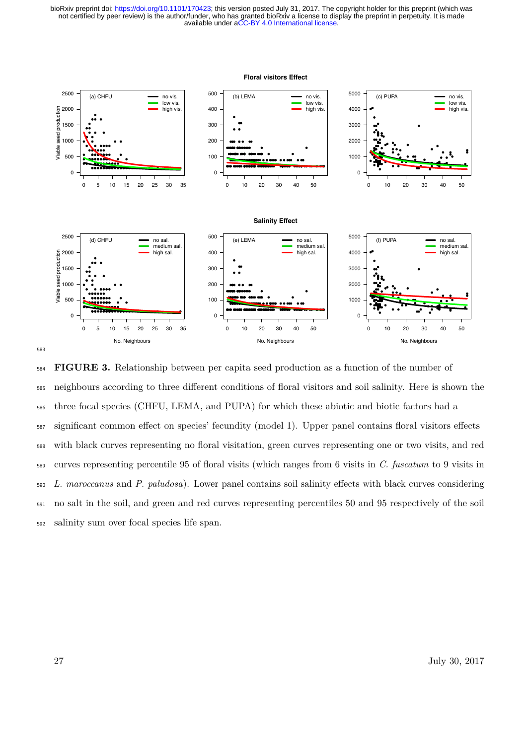**FIGURE 3.** Relationship between per capita seed production as a function of the number of neighbours according to three different conditions of floral visitors and soil salinity. Here is shown the three focal species (CHFU, LEMA, and PUPA) for which these abiotic and biotic factors had a significant common effect on species' fecundity (model 1). Upper panel contains floral visitors effects with black curves representing no floral visitation, green curves representing one or two visits, and red curves representing percentile 95 of floral visits (which ranges from 6 visits in *C. fuscatum* to 9 visits in *L. maroccanus* and *P. paludosa*). Lower panel contains soil salinity effects with black curves considering no salt in the soil, and green and red curves representing percentiles 50 and 95 respectively of the soil salinity sum over focal species life span.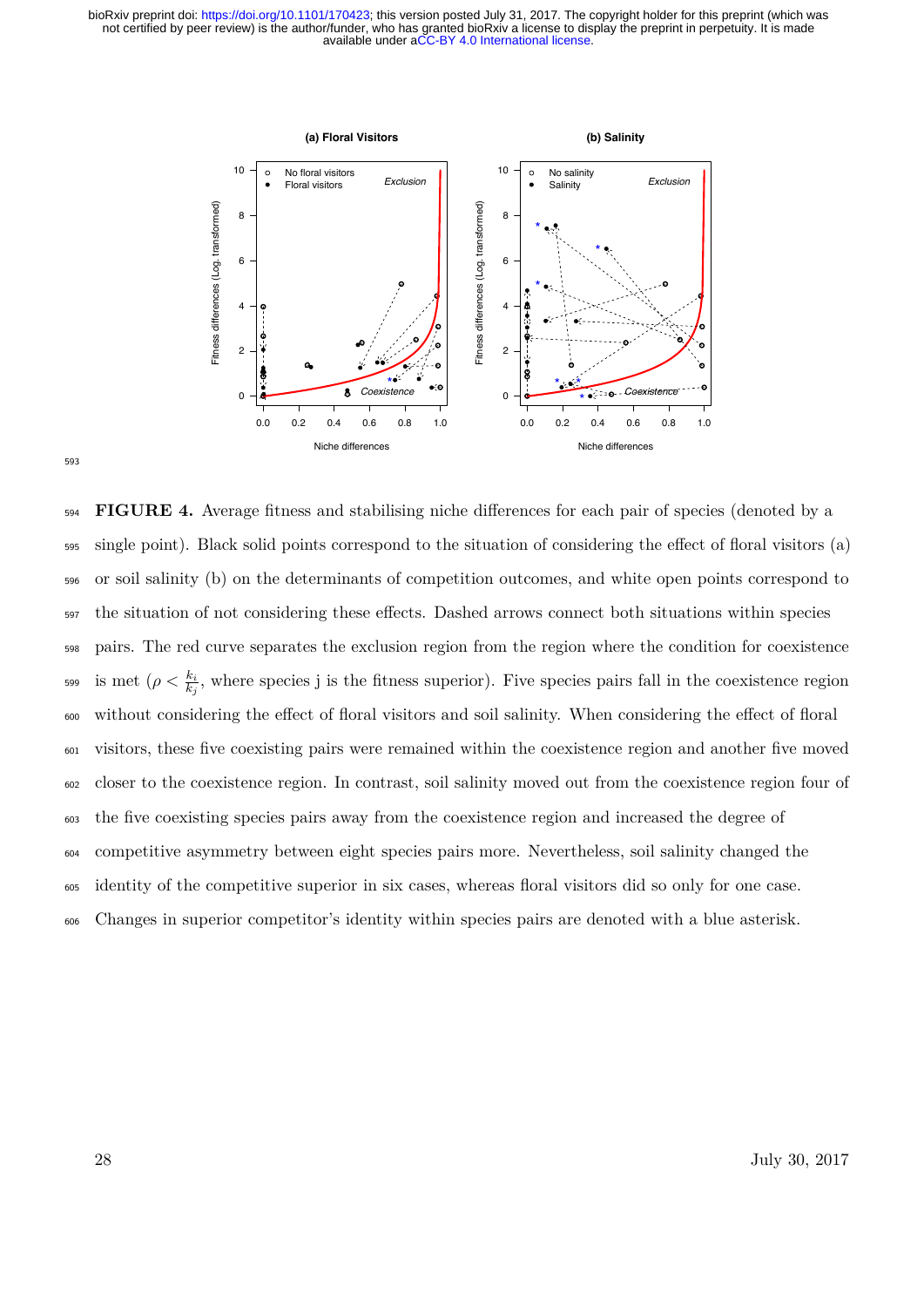**FIGURE 4.** Average fitness and stabilising niche differences for each pair of species (denoted by a single point). Black solid points correspond to the situation of considering the effect of floral visitors (a) or soil salinity (b) on the determinants of competition outcomes, and white open points correspond to the situation of not considering these effects. Dashed arrows connect both situations within species pairs. The red curve separates the exclusion region from the region where the condition for coexistence is met ($\rho < \frac{k_i}{k_j}$, where species j is the fitness superior). Five species pairs fall in the coexistence region without considering the effect of floral visitors and soil salinity. When considering the effect of floral visitors, these five coexisting pairs were remained within the coexistence region and another five moved closer to the coexistence region. In contrast, soil salinity moved out from the coexistence region four of the five coexisting species pairs away from the coexistence region and increased the degree of competitive asymmetry between eight species pairs more. Nevertheless, soil salinity changed the identity of the competitive superior in six cases, whereas floral visitors did so only for one case. Changes in superior competitor's identity within species pairs are denoted with a blue asterisk.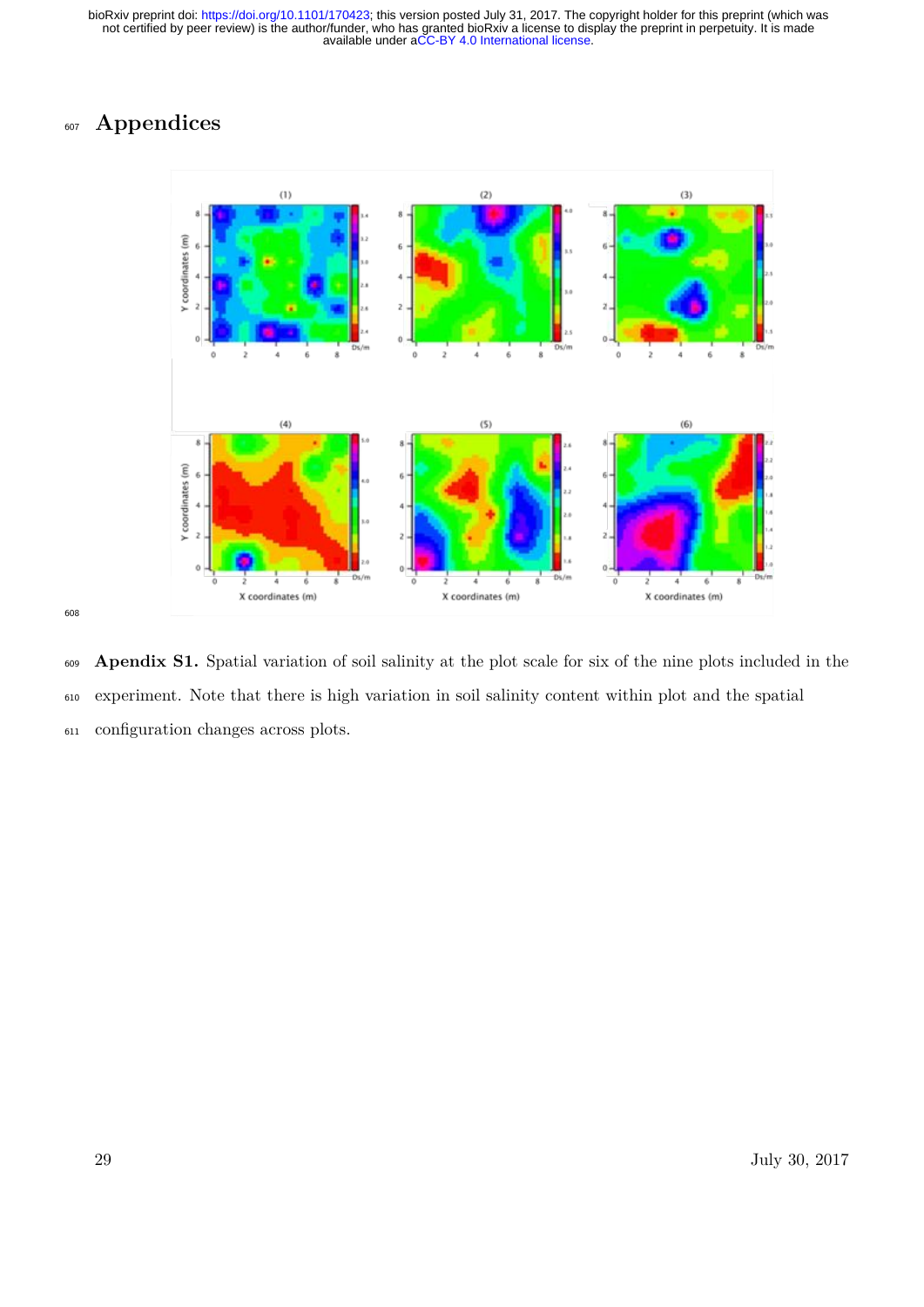# Appendices

**Apendix S1.** Spatial variation of soil salinity at the plot scale for six of the nine plots included in the experiment. Note that there is high variation in soil salinity content within plot and the spatial configuration changes across plots.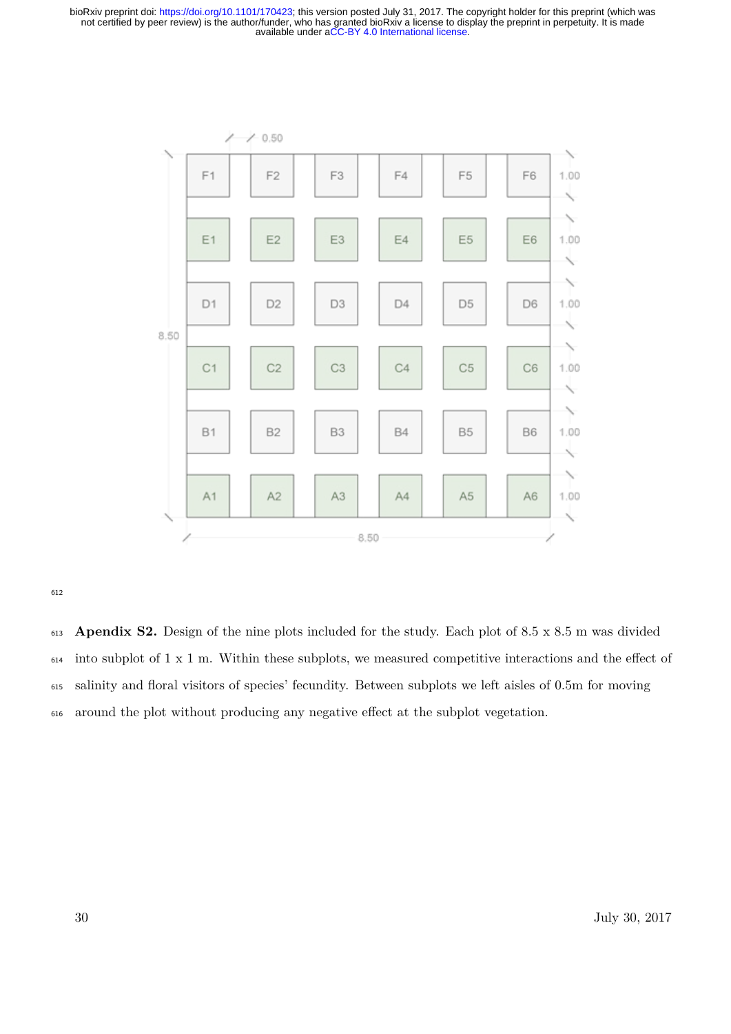**Apendix S2.** Design of the nine plots included for the study. Each plot of 8.5 x 8.5 m was divided into subplot of 1 x 1 m. Within these subplots, we measured competitive interactions and the effect of salinity and floral visitors of species' fecundity. Between subplots we left aisles of 0.5m for moving around the plot without producing any negative effect at the subplot vegetation.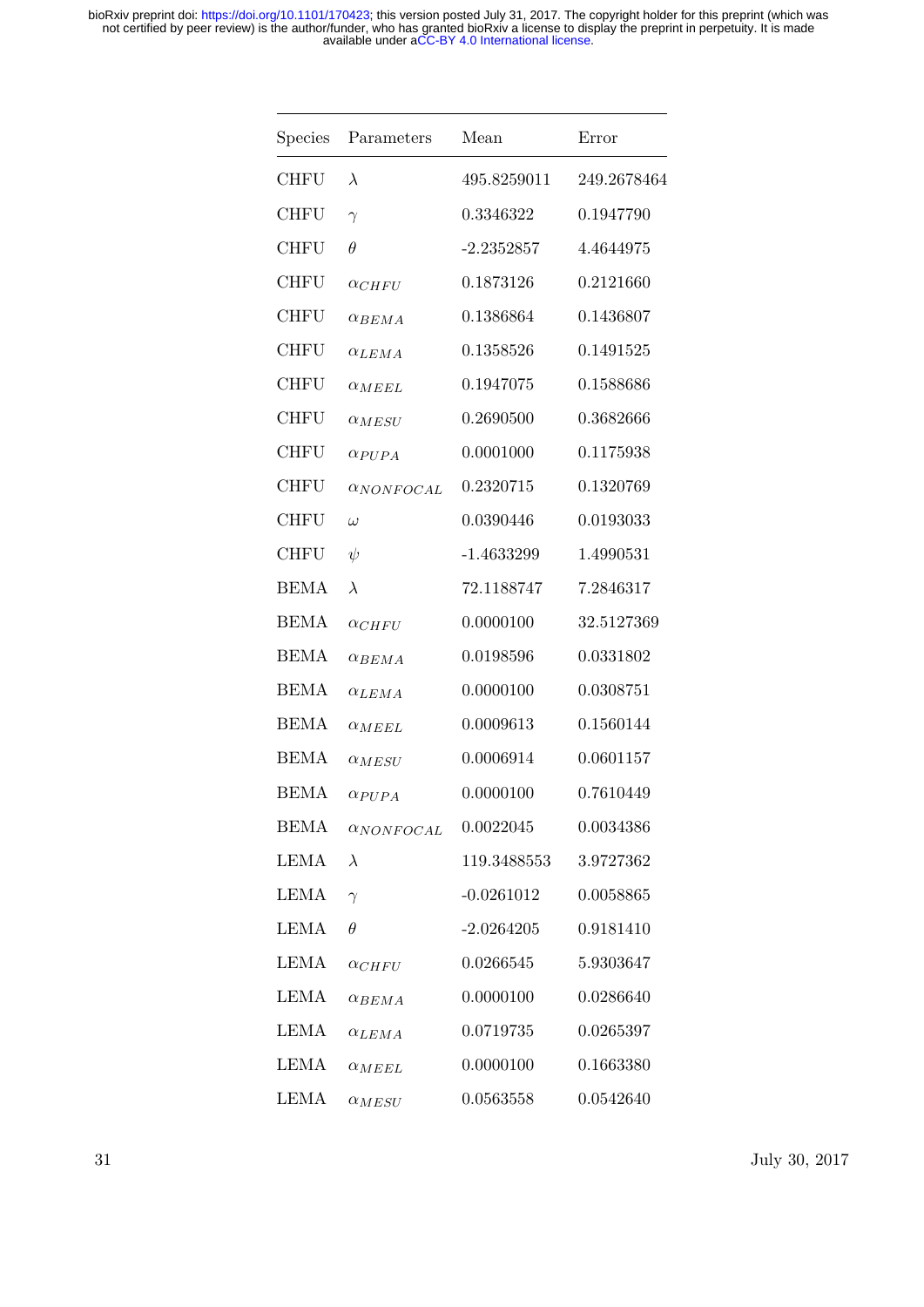| Species | Parameters | Mean | Error |
|---|---|---|---|
| CHFU | $\lambda$ | 495.8259011 | 249.2678464 |
| CHFU | $\gamma$ | 0.3346322 | 0.1947790 |
| CHFU | $\theta$ | -2.2352857 | 4.4644975 |
| CHFU | $\alpha_{CHFU}$ | 0.1873126 | 0.2121660 |
| CHFU | $\alpha_{BEMA}$ | 0.1386864 | 0.1436807 |
| CHFU | $\alpha_{LEMA}$ | 0.1358526 | 0.1491525 |
| CHFU | $\alpha_{MEEL}$ | 0.1947075 | 0.1588686 |
| CHFU | $\alpha_{MESU}$ | 0.2690500 | 0.3682666 |
| CHFU | $\alpha_{PUPA}$ | 0.0001000 | 0.1175938 |
| CHFU | $\alpha_{NONFOCAL}$ | 0.2320715 | 0.1320769 |
| CHFU | $\omega$ | 0.0390446 | 0.0193033 |
| CHFU | $\psi$ | -1.4633299 | 1.4990531 |
| BEMA | $\lambda$ | 72.1188747 | 7.2846317 |
| BEMA | $\alpha_{CHFU}$ | 0.0000100 | 32.5127369 |
| BEMA | $\alpha_{BEMA}$ | 0.0198596 | 0.0331802 |
| BEMA | $\alpha_{LEMA}$ | 0.0000100 | 0.0308751 |
| BEMA | $\alpha_{MEEL}$ | 0.0009613 | 0.1560144 |
| BEMA | $\alpha_{MESU}$ | 0.0006914 | 0.0601157 |
| BEMA | $\alpha_{PUPA}$ | 0.0000100 | 0.7610449 |
| BEMA | $\alpha_{NONFOCAL}$ | 0.0022045 | 0.0034386 |
| LEMA | $\lambda$ | 119.3488553 | 3.9727362 |
| LEMA | $\gamma$ | -0.0261012 | 0.0058865 |
| LEMA | $\theta$ | -2.0264205 | 0.9181410 |
| LEMA | $\alpha_{CHFU}$ | 0.0266545 | 5.9303647 |
| LEMA | $\alpha_{BEMA}$ | 0.0000100 | 0.0286640 |
| LEMA | $\alpha_{LEMA}$ | 0.0719735 | 0.0265397 |
| LEMA | $\alpha_{MEEL}$ | 0.0000100 | 0.1663380 |
| LEMA | $\alpha_{MESU}$ | 0.0563558 | 0.0542640 |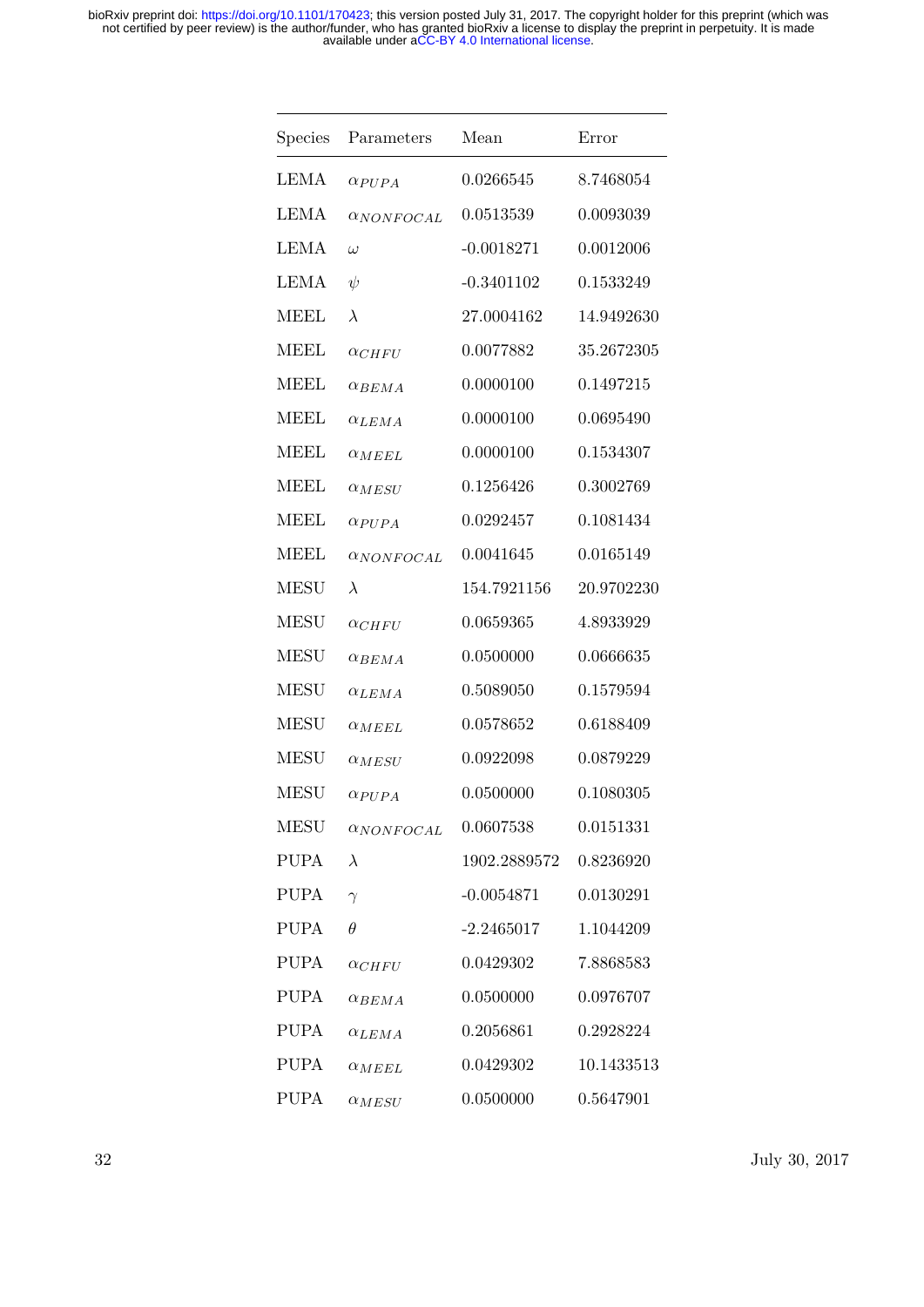| Species | Parameters | Mean | Error |
|---|---|---|---|
| LEMA | $\alpha_{PUPA}$ | 0.0266545 | 8.7468054 |
| LEMA | $\alpha_{NONFOCAL}$ | 0.0513539 | 0.0093039 |
| LEMA | $\omega$ | -0.0018271 | 0.0012006 |
| LEMA | $\psi$ | -0.3401102 | 0.1533249 |
| MEEL | $\lambda$ | 27.0004162 | 14.9492630 |
| MEEL | $\alpha_{CHFU}$ | 0.0077882 | 35.2672305 |
| MEEL | $\alpha_{BEMA}$ | 0.0000100 | 0.1497215 |
| MEEL | $\alpha_{LEMA}$ | 0.0000100 | 0.0695490 |
| MEEL | $\alpha_{MEEL}$ | 0.0000100 | 0.1534307 |
| MEEL | $\alpha_{MESU}$ | 0.1256426 | 0.3002769 |
| MEEL | $\alpha_{PUPA}$ | 0.0292457 | 0.1081434 |
| MEEL | $\alpha_{NONFOCAL}$ | 0.0041645 | 0.0165149 |
| MESU | $\lambda$ | 154.7921156 | 20.9702230 |
| MESU | $\alpha_{CHFU}$ | 0.0659365 | 4.8933929 |
| MESU | $\alpha_{BEMA}$ | 0.0500000 | 0.0666635 |
| MESU | $\alpha_{LEMA}$ | 0.5089050 | 0.1579594 |
| MESU | $\alpha_{MEEL}$ | 0.0578652 | 0.6188409 |
| MESU | $\alpha_{MESU}$ | 0.0922098 | 0.0879229 |
| MESU | $\alpha_{PUPA}$ | 0.0500000 | 0.1080305 |
| MESU | $\alpha_{NONFOCAL}$ | 0.0607538 | 0.0151331 |
| PUPA | $\lambda$ | 1902.2889572 | 0.8236920 |
| PUPA | $\gamma$ | -0.0054871 | 0.0130291 |
| PUPA | $\theta$ | -2.2465017 | 1.1044209 |
| PUPA | $\alpha_{CHFU}$ | 0.0429302 | 7.8868583 |
| PUPA | $\alpha_{BEMA}$ | 0.0500000 | 0.0976707 |
| PUPA | $\alpha_{LEMA}$ | 0.2056861 | 0.2928224 |
| PUPA | $\alpha_{MEEL}$ | 0.0429302 | 10.1433513 |
| PUPA | $\alpha_{MESU}$ | 0.0500000 | 0.5647901 |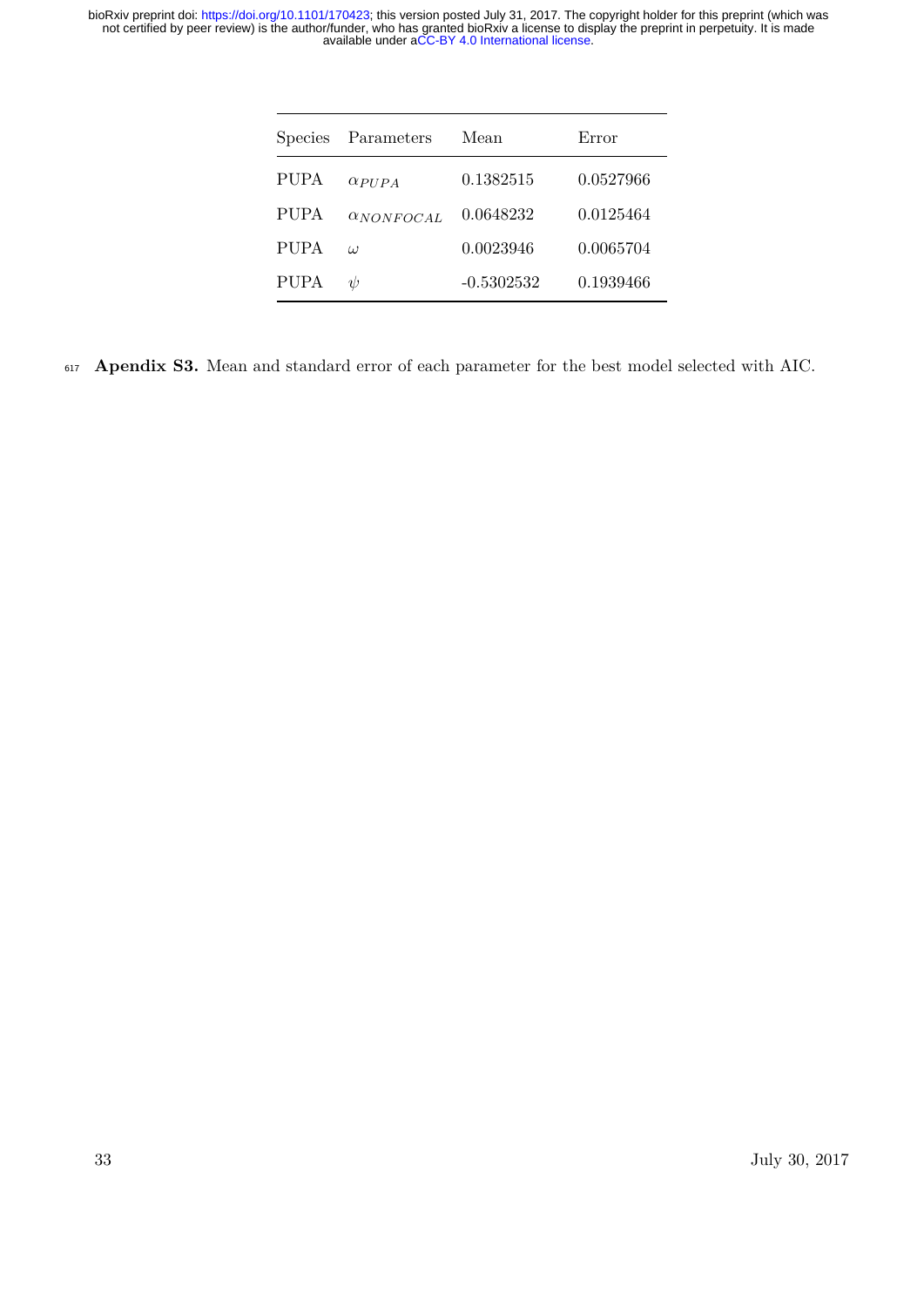| Species | Parameters | Mean | Error |
|---|---|---|---|
| PUPA | $\alpha_{PUPA}$ | 0.1382515 | 0.0527966 |
| PUPA | $\alpha_{NONFOCAL}$ | 0.0648232 | 0.0125464 |
| PUPA | $\omega$ | 0.0023946 | 0.0065704 |
| PUPA | $\psi$ | -0.5302532 | 0.1939466 |

**Apendix S3.** Mean and standard error of each parameter for the best model selected with AIC.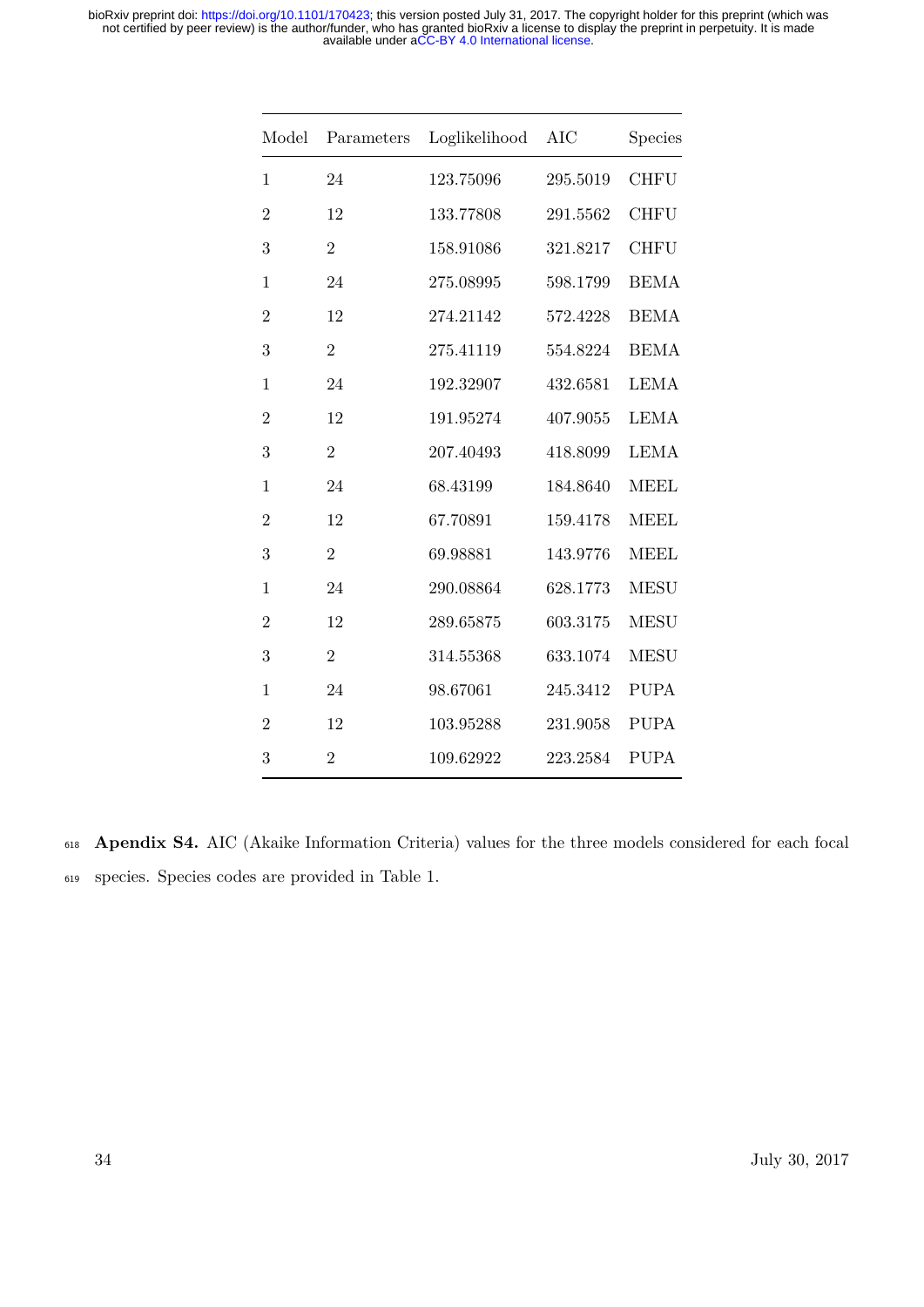| Model | Parameters | Loglikelihood | AIC | Species |
|---|---|---|---|---|
| 1 | 24 | 123.75096 | 295.5019 | CHFU |
| 2 | 12 | 133.77808 | 291.5562 | CHFU |
| 3 | 2 | 158.91086 | 321.8217 | CHFU |
| 1 | 24 | 275.08995 | 598.1799 | BEMA |
| 2 | 12 | 274.21142 | 572.4228 | BEMA |
| 3 | 2 | 275.41119 | 554.8224 | BEMA |
| 1 | 24 | 192.32907 | 432.6581 | LEMA |
| 2 | 12 | 191.95274 | 407.9055 | LEMA |
| 3 | 2 | 207.40493 | 418.8099 | LEMA |
| 1 | 24 | 68.43199 | 184.8640 | MEEL |
| 2 | 12 | 67.70891 | 159.4178 | MEEL |
| 3 | 2 | 69.98881 | 143.9776 | MEEL |
| 1 | 24 | 290.08864 | 628.1773 | MESU |
| 2 | 12 | 289.65875 | 603.3175 | MESU |
| 3 | 2 | 314.55368 | 633.1074 | MESU |
| 1 | 24 | 98.67061 | 245.3412 | PUPA |
| 2 | 12 | 103.95288 | 231.9058 | PUPA |
| 3 | 2 | 109.62922 | 223.2584 | PUPA |

**Apendix S4.** AIC (Akaike Information Criteria) values for the three models considered for each focal species. Species codes are provided in Table 1.